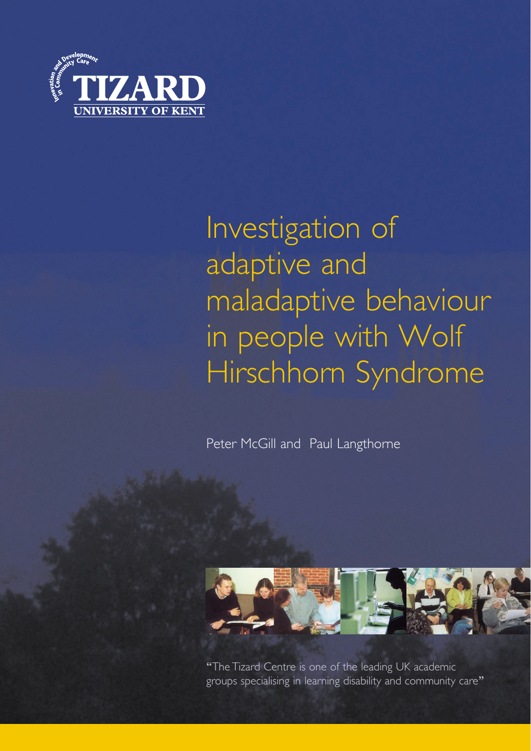Innovation and Development in Community Care

TIZARD

UNIVERSITY OF KENT

# Investigation of adaptive and maladaptive behaviour in people with Wolf Hirschhorn Syndrome

Peter McGill and Paul Langthorne

"The Tizard Centre is one of the leading UK academic groups specialising in learning disability and community care"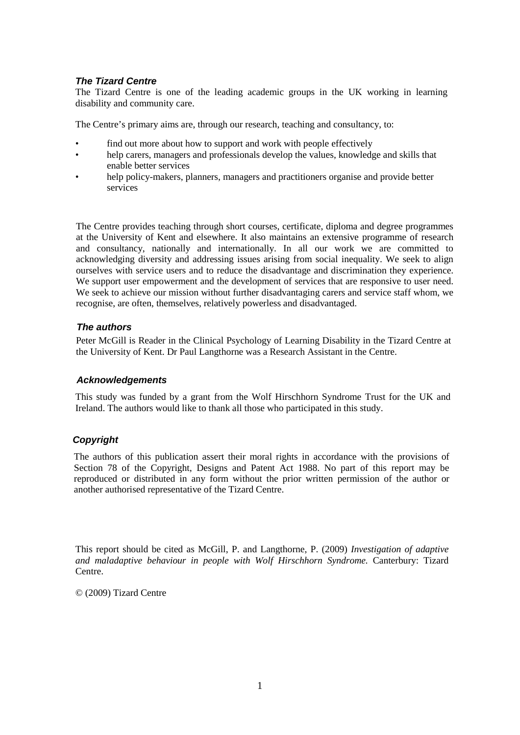### *The Tizard Centre*

The Tizard Centre is one of the leading academic groups in the UK working in learning disability and community care.

The Centre's primary aims are, through our research, teaching and consultancy, to:

- find out more about how to support and work with people effectively
- help carers, managers and professionals develop the values, knowledge and skills that enable better services
- help policy-makers, planners, managers and practitioners organise and provide better services

The Centre provides teaching through short courses, certificate, diploma and degree programmes at the University of Kent and elsewhere. It also maintains an extensive programme of research and consultancy, nationally and internationally. In all our work we are committed to acknowledging diversity and addressing issues arising from social inequality. We seek to align ourselves with service users and to reduce the disadvantage and discrimination they experience. We support user empowerment and the development of services that are responsive to user need. We seek to achieve our mission without further disadvantaging carers and service staff whom, we recognise, are often, themselves, relatively powerless and disadvantaged.

### *The authors*

Peter McGill is Reader in the Clinical Psychology of Learning Disability in the Tizard Centre at the University of Kent. Dr Paul Langthorne was a Research Assistant in the Centre.

### *Acknowledgements*

This study was funded by a grant from the Wolf Hirschhorn Syndrome Trust for the UK and Ireland. The authors would like to thank all those who participated in this study.

### *Copyright*

The authors of this publication assert their moral rights in accordance with the provisions of Section 78 of the Copyright, Designs and Patent Act 1988. No part of this report may be reproduced or distributed in any form without the prior written permission of the author or another authorised representative of the Tizard Centre.

This report should be cited as McGill, P. and Langthorne, P. (2009) *Investigation of adaptive and maladaptive behaviour in people with Wolf Hirschhorn Syndrome.* Canterbury: Tizard Centre.

© (2009) Tizard Centre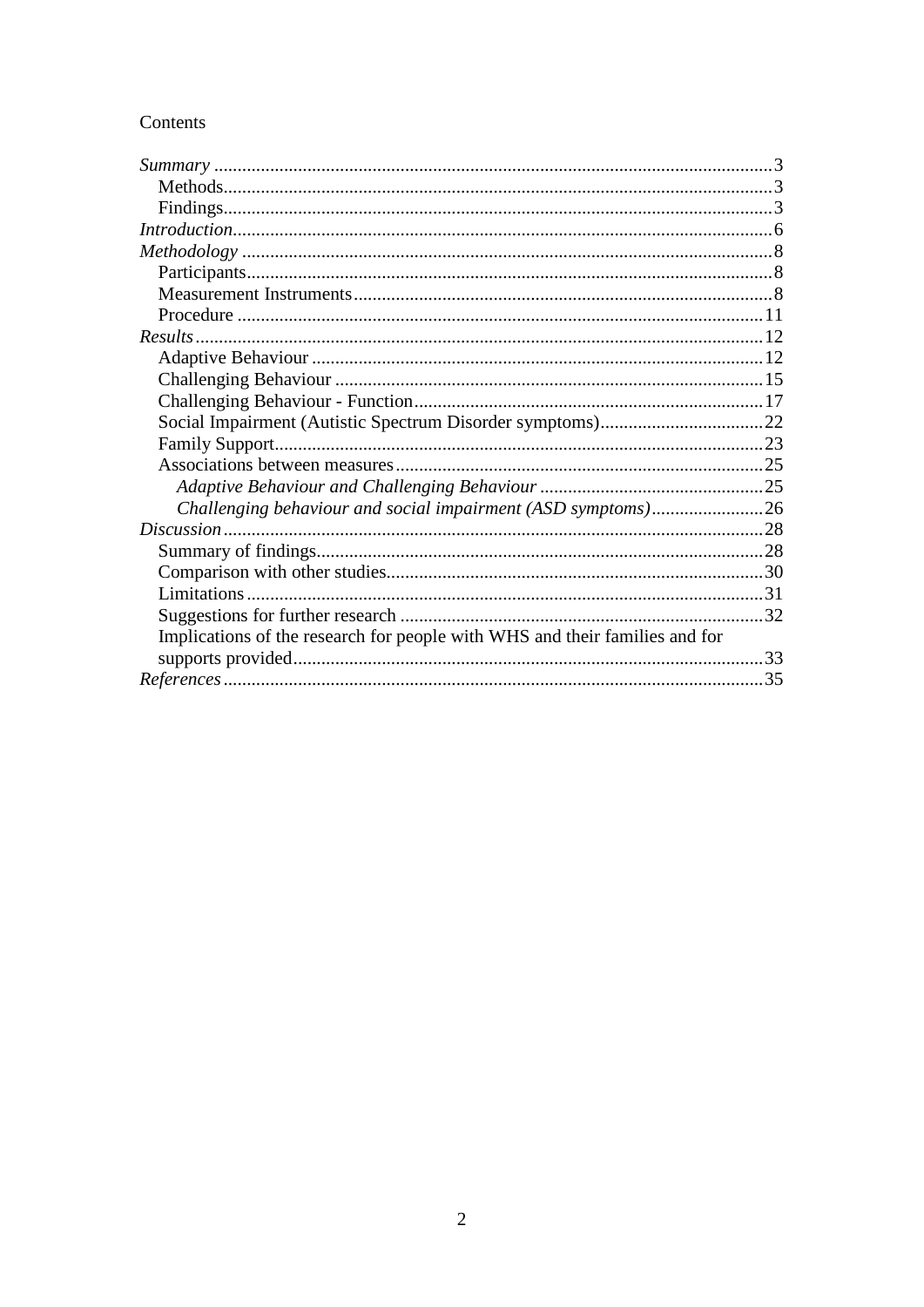Contents

*Summary* ..... 3
- Methods ..... 3
- Findings ..... 3

*Introduction* ..... 6

*Methodology* ..... 8
- Participants ..... 8
- Measurement Instruments ..... 8
- Procedure ..... 11

*Results* ..... 12
- Adaptive Behaviour ..... 12
- Challenging Behaviour ..... 15
- Challenging Behaviour - Function ..... 17
- Social Impairment (Autistic Spectrum Disorder symptoms) ..... 22
- Family Support ..... 23
- Associations between measures ..... 25
  - *Adaptive Behaviour and Challenging Behaviour* ..... 25
  - *Challenging behaviour and social impairment (ASD symptoms)* ..... 26

*Discussion* ..... 28
- Summary of findings ..... 28
- Comparison with other studies ..... 30
- Limitations ..... 31
- Suggestions for further research ..... 32
- Implications of the research for people with WHS and their families and for supports provided ..... 33

*References* ..... 35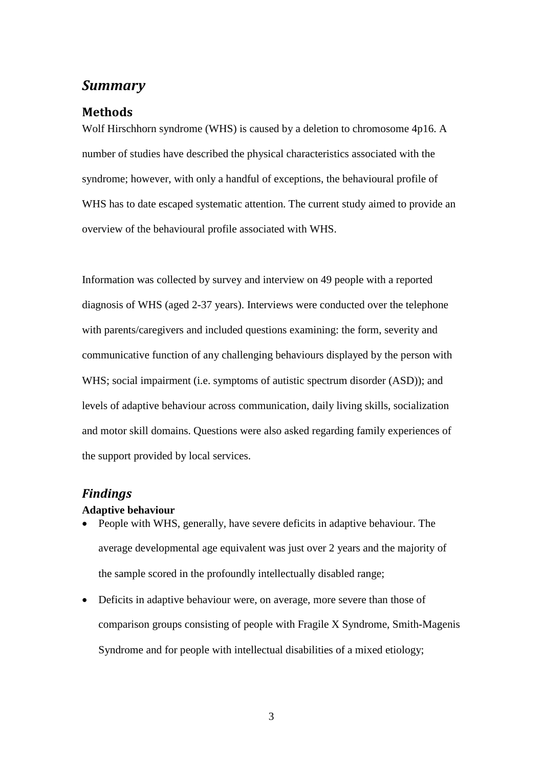## *Summary*

### Methods

Wolf Hirschhorn syndrome (WHS) is caused by a deletion to chromosome 4p16. A number of studies have described the physical characteristics associated with the syndrome; however, with only a handful of exceptions, the behavioural profile of WHS has to date escaped systematic attention. The current study aimed to provide an overview of the behavioural profile associated with WHS.

Information was collected by survey and interview on 49 people with a reported diagnosis of WHS (aged 2-37 years). Interviews were conducted over the telephone with parents/caregivers and included questions examining: the form, severity and communicative function of any challenging behaviours displayed by the person with WHS; social impairment (i.e. symptoms of autistic spectrum disorder (ASD)); and levels of adaptive behaviour across communication, daily living skills, socialization and motor skill domains. Questions were also asked regarding family experiences of the support provided by local services.

## *Findings*

**Adaptive behaviour**

- People with WHS, generally, have severe deficits in adaptive behaviour. The average developmental age equivalent was just over 2 years and the majority of the sample scored in the profoundly intellectually disabled range;
- Deficits in adaptive behaviour were, on average, more severe than those of comparison groups consisting of people with Fragile X Syndrome, Smith-Magenis Syndrome and for people with intellectual disabilities of a mixed etiology;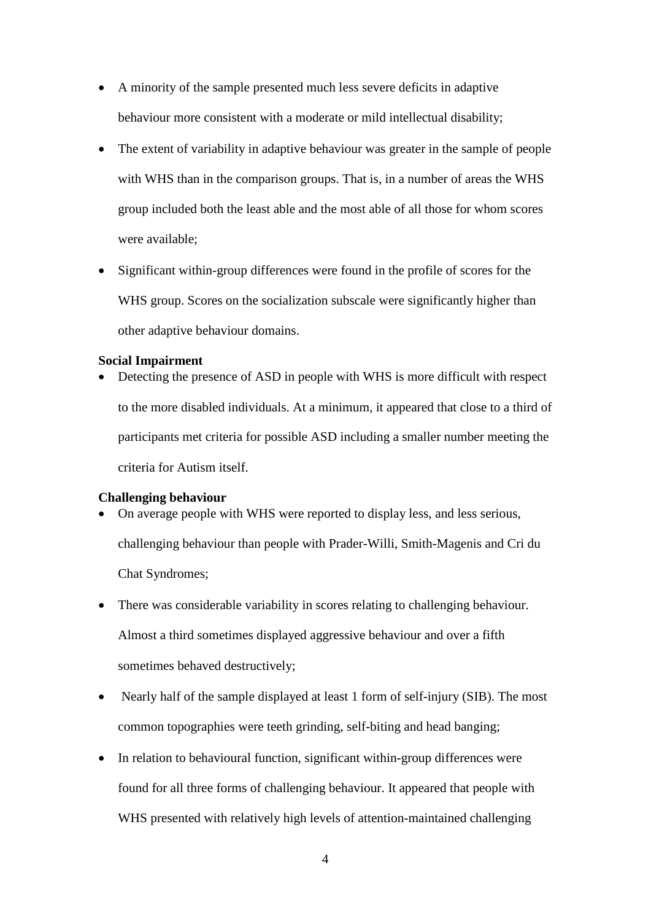- A minority of the sample presented much less severe deficits in adaptive behaviour more consistent with a moderate or mild intellectual disability;
- The extent of variability in adaptive behaviour was greater in the sample of people with WHS than in the comparison groups. That is, in a number of areas the WHS group included both the least able and the most able of all those for whom scores were available;
- Significant within-group differences were found in the profile of scores for the WHS group. Scores on the socialization subscale were significantly higher than other adaptive behaviour domains.

**Social Impairment**

- Detecting the presence of ASD in people with WHS is more difficult with respect to the more disabled individuals. At a minimum, it appeared that close to a third of participants met criteria for possible ASD including a smaller number meeting the criteria for Autism itself.

**Challenging behaviour**

- On average people with WHS were reported to display less, and less serious, challenging behaviour than people with Prader-Willi, Smith-Magenis and Cri du Chat Syndromes;
- There was considerable variability in scores relating to challenging behaviour. Almost a third sometimes displayed aggressive behaviour and over a fifth sometimes behaved destructively;
- Nearly half of the sample displayed at least 1 form of self-injury (SIB). The most common topographies were teeth grinding, self-biting and head banging;
- In relation to behavioural function, significant within-group differences were found for all three forms of challenging behaviour. It appeared that people with WHS presented with relatively high levels of attention-maintained challenging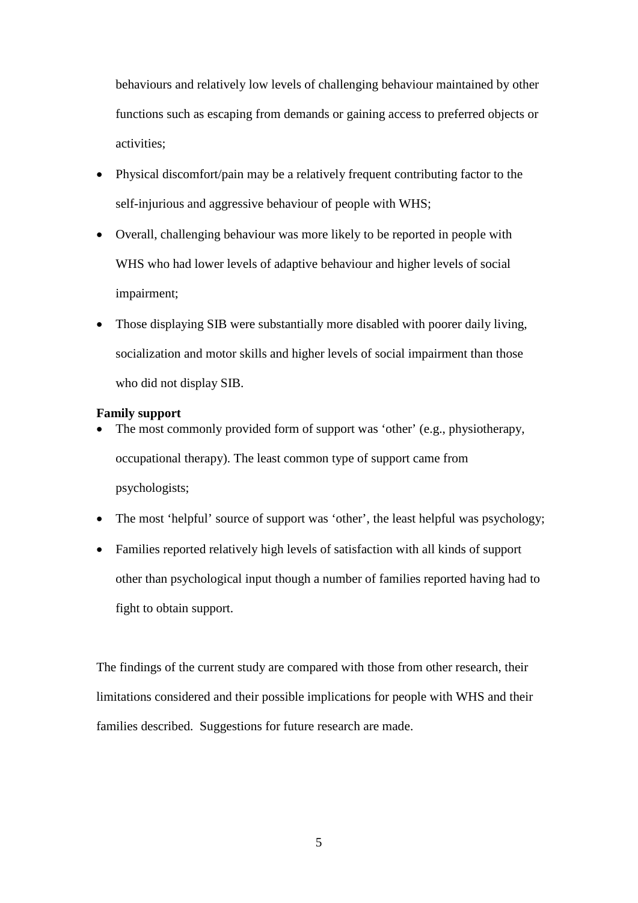behaviours and relatively low levels of challenging behaviour maintained by other functions such as escaping from demands or gaining access to preferred objects or activities;

- Physical discomfort/pain may be a relatively frequent contributing factor to the self-injurious and aggressive behaviour of people with WHS;
- Overall, challenging behaviour was more likely to be reported in people with WHS who had lower levels of adaptive behaviour and higher levels of social impairment;
- Those displaying SIB were substantially more disabled with poorer daily living, socialization and motor skills and higher levels of social impairment than those who did not display SIB.

**Family support**

- The most commonly provided form of support was 'other' (e.g., physiotherapy, occupational therapy). The least common type of support came from psychologists;
- The most 'helpful' source of support was 'other', the least helpful was psychology;
- Families reported relatively high levels of satisfaction with all kinds of support other than psychological input though a number of families reported having had to fight to obtain support.

The findings of the current study are compared with those from other research, their limitations considered and their possible implications for people with WHS and their families described. Suggestions for future research are made.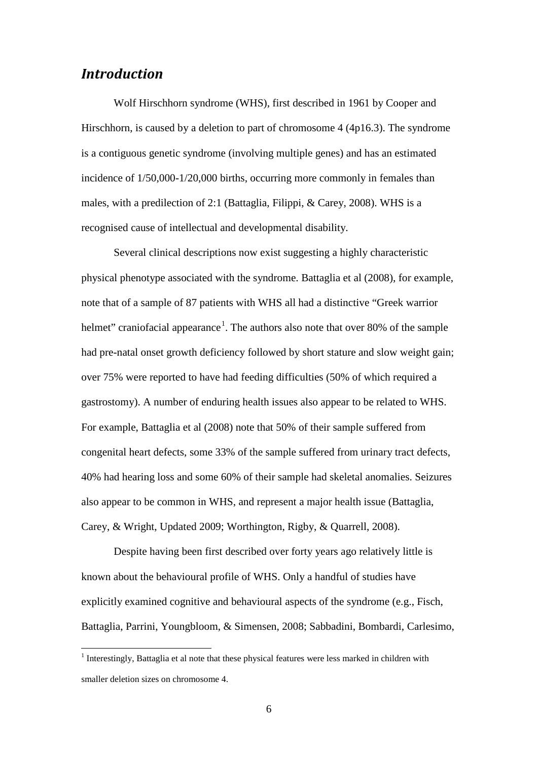## *Introduction*

Wolf Hirschhorn syndrome (WHS), first described in 1961 by Cooper and Hirschhorn, is caused by a deletion to part of chromosome 4 (4p16.3). The syndrome is a contiguous genetic syndrome (involving multiple genes) and has an estimated incidence of 1/50,000-1/20,000 births, occurring more commonly in females than males, with a predilection of 2:1 (Battaglia, Filippi, & Carey, 2008). WHS is a recognised cause of intellectual and developmental disability.

Several clinical descriptions now exist suggesting a highly characteristic physical phenotype associated with the syndrome. Battaglia et al (2008), for example, note that of a sample of 87 patients with WHS all had a distinctive "Greek warrior helmet" craniofacial appearance[1]. The authors also note that over 80% of the sample had pre-natal onset growth deficiency followed by short stature and slow weight gain; over 75% were reported to have had feeding difficulties (50% of which required a gastrostomy). A number of enduring health issues also appear to be related to WHS. For example, Battaglia et al (2008) note that 50% of their sample suffered from congenital heart defects, some 33% of the sample suffered from urinary tract defects, 40% had hearing loss and some 60% of their sample had skeletal anomalies. Seizures also appear to be common in WHS, and represent a major health issue (Battaglia, Carey, & Wright, Updated 2009; Worthington, Rigby, & Quarrell, 2008).

Despite having been first described over forty years ago relatively little is known about the behavioural profile of WHS. Only a handful of studies have explicitly examined cognitive and behavioural aspects of the syndrome (e.g., Fisch, Battaglia, Parrini, Youngbloom, & Simensen, 2008; Sabbadini, Bombardi, Carlesimo,

[1] Interestingly, Battaglia et al note that these physical features were less marked in children with smaller deletion sizes on chromosome 4.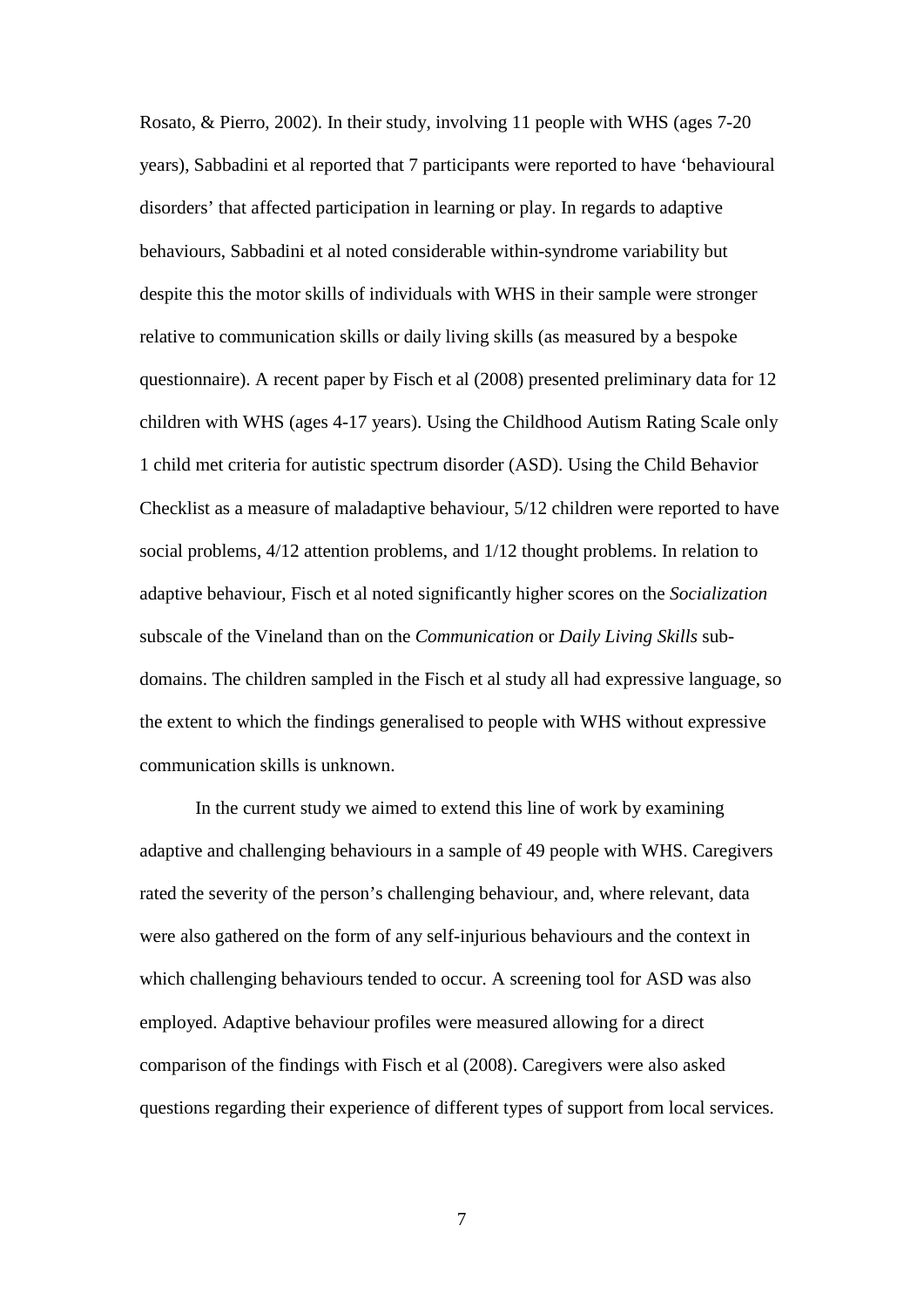Rosato, & Pierro, 2002). In their study, involving 11 people with WHS (ages 7-20 years), Sabbadini et al reported that 7 participants were reported to have 'behavioural disorders' that affected participation in learning or play. In regards to adaptive behaviours, Sabbadini et al noted considerable within-syndrome variability but despite this the motor skills of individuals with WHS in their sample were stronger relative to communication skills or daily living skills (as measured by a bespoke questionnaire). A recent paper by Fisch et al (2008) presented preliminary data for 12 children with WHS (ages 4-17 years). Using the Childhood Autism Rating Scale only 1 child met criteria for autistic spectrum disorder (ASD). Using the Child Behavior Checklist as a measure of maladaptive behaviour, 5/12 children were reported to have social problems, 4/12 attention problems, and 1/12 thought problems. In relation to adaptive behaviour, Fisch et al noted significantly higher scores on the *Socialization* subscale of the Vineland than on the *Communication* or *Daily Living Skills* sub-domains. The children sampled in the Fisch et al study all had expressive language, so the extent to which the findings generalised to people with WHS without expressive communication skills is unknown.

In the current study we aimed to extend this line of work by examining adaptive and challenging behaviours in a sample of 49 people with WHS. Caregivers rated the severity of the person's challenging behaviour, and, where relevant, data were also gathered on the form of any self-injurious behaviours and the context in which challenging behaviours tended to occur. A screening tool for ASD was also employed. Adaptive behaviour profiles were measured allowing for a direct comparison of the findings with Fisch et al (2008). Caregivers were also asked questions regarding their experience of different types of support from local services.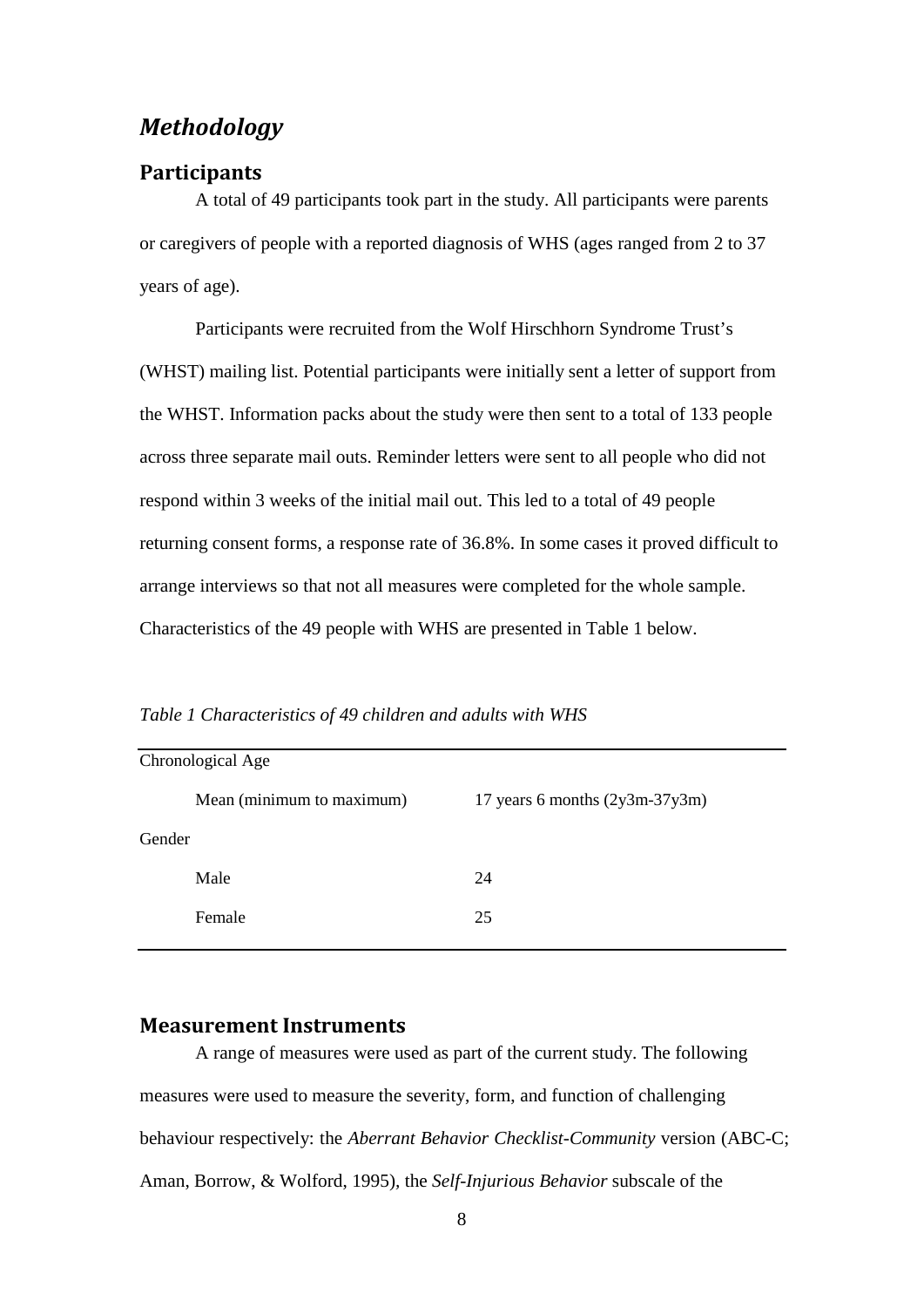## *Methodology*

### Participants

A total of 49 participants took part in the study. All participants were parents or caregivers of people with a reported diagnosis of WHS (ages ranged from 2 to 37 years of age).

Participants were recruited from the Wolf Hirschhorn Syndrome Trust's (WHST) mailing list. Potential participants were initially sent a letter of support from the WHST. Information packs about the study were then sent to a total of 133 people across three separate mail outs. Reminder letters were sent to all people who did not respond within 3 weeks of the initial mail out. This led to a total of 49 people returning consent forms, a response rate of 36.8%. In some cases it proved difficult to arrange interviews so that not all measures were completed for the whole sample. Characteristics of the 49 people with WHS are presented in Table 1 below.

*Table 1 Characteristics of 49 children and adults with WHS*

| | |
|---|---|
| Chronological Age | |
| Mean (minimum to maximum) | 17 years 6 months (2y3m-37y3m) |
| Gender | |
| Male | 24 |
| Female | 25 |

### Measurement Instruments

A range of measures were used as part of the current study. The following measures were used to measure the severity, form, and function of challenging behaviour respectively: the *Aberrant Behavior Checklist-Community* version (ABC-C; Aman, Borrow, & Wolford, 1995), the *Self-Injurious Behavior* subscale of the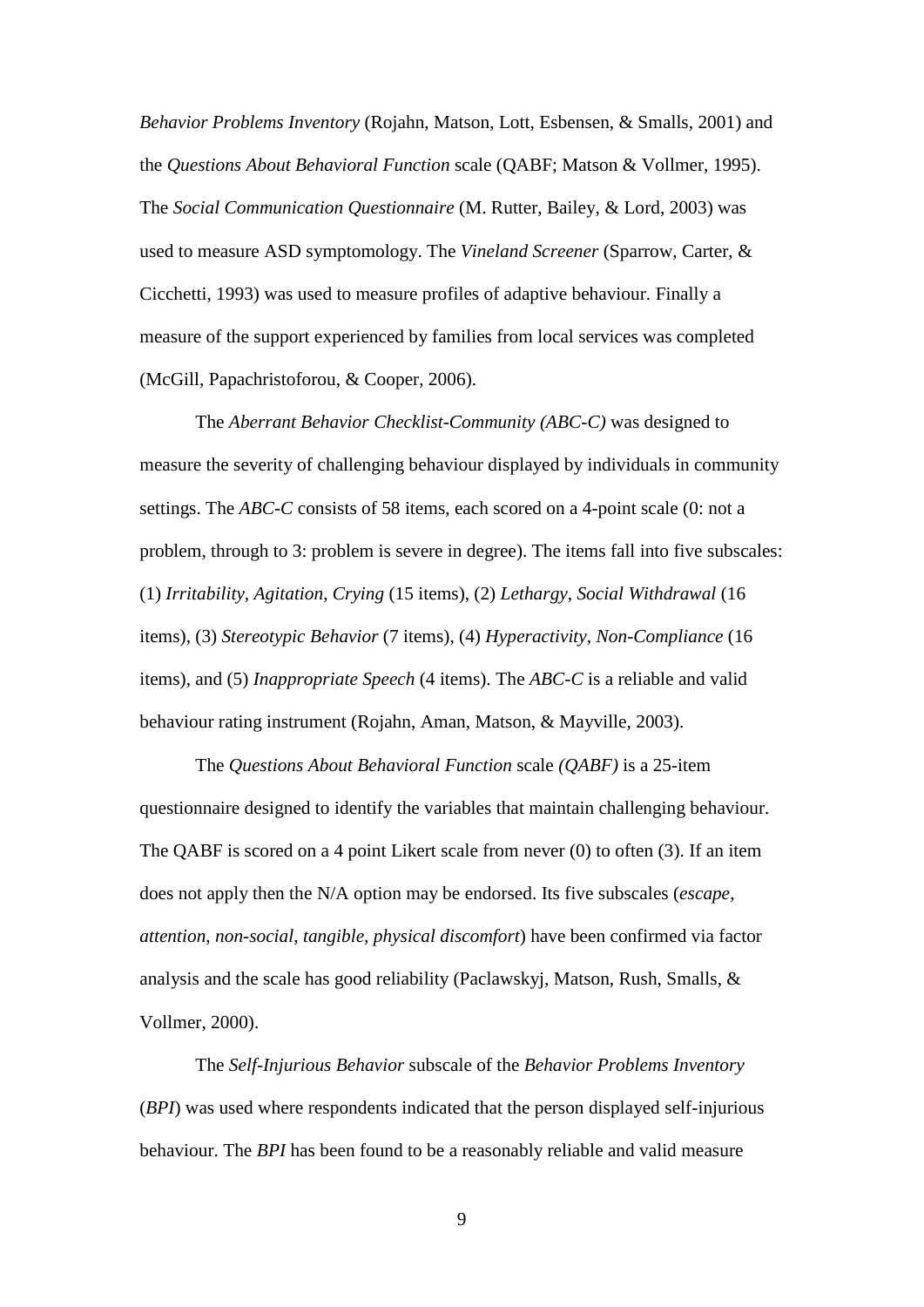*Behavior Problems Inventory* (Rojahn, Matson, Lott, Esbensen, & Smalls, 2001) and the *Questions About Behavioral Function* scale (QABF; Matson & Vollmer, 1995). The *Social Communication Questionnaire* (M. Rutter, Bailey, & Lord, 2003) was used to measure ASD symptomology. The *Vineland Screener* (Sparrow, Carter, & Cicchetti, 1993) was used to measure profiles of adaptive behaviour. Finally a measure of the support experienced by families from local services was completed (McGill, Papachristoforou, & Cooper, 2006).

The *Aberrant Behavior Checklist-Community (ABC-C)* was designed to measure the severity of challenging behaviour displayed by individuals in community settings. The *ABC-C* consists of 58 items, each scored on a 4-point scale (0: not a problem, through to 3: problem is severe in degree). The items fall into five subscales: (1) *Irritability*, *Agitation*, *Crying* (15 items), (2) *Lethargy*, *Social Withdrawal* (16 items), (3) *Stereotypic Behavior* (7 items), (4) *Hyperactivity*, *Non-Compliance* (16 items), and (5) *Inappropriate Speech* (4 items). The *ABC-C* is a reliable and valid behaviour rating instrument (Rojahn, Aman, Matson, & Mayville, 2003).

The *Questions About Behavioral Function* scale *(QABF)* is a 25-item questionnaire designed to identify the variables that maintain challenging behaviour. The QABF is scored on a 4 point Likert scale from never (0) to often (3). If an item does not apply then the N/A option may be endorsed. Its five subscales (*escape*, *attention*, *non-social*, *tangible*, *physical discomfort*) have been confirmed via factor analysis and the scale has good reliability (Paclawskyj, Matson, Rush, Smalls, & Vollmer, 2000).

The *Self-Injurious Behavior* subscale of the *Behavior Problems Inventory* (*BPI*) was used where respondents indicated that the person displayed self-injurious behaviour. The *BPI* has been found to be a reasonably reliable and valid measure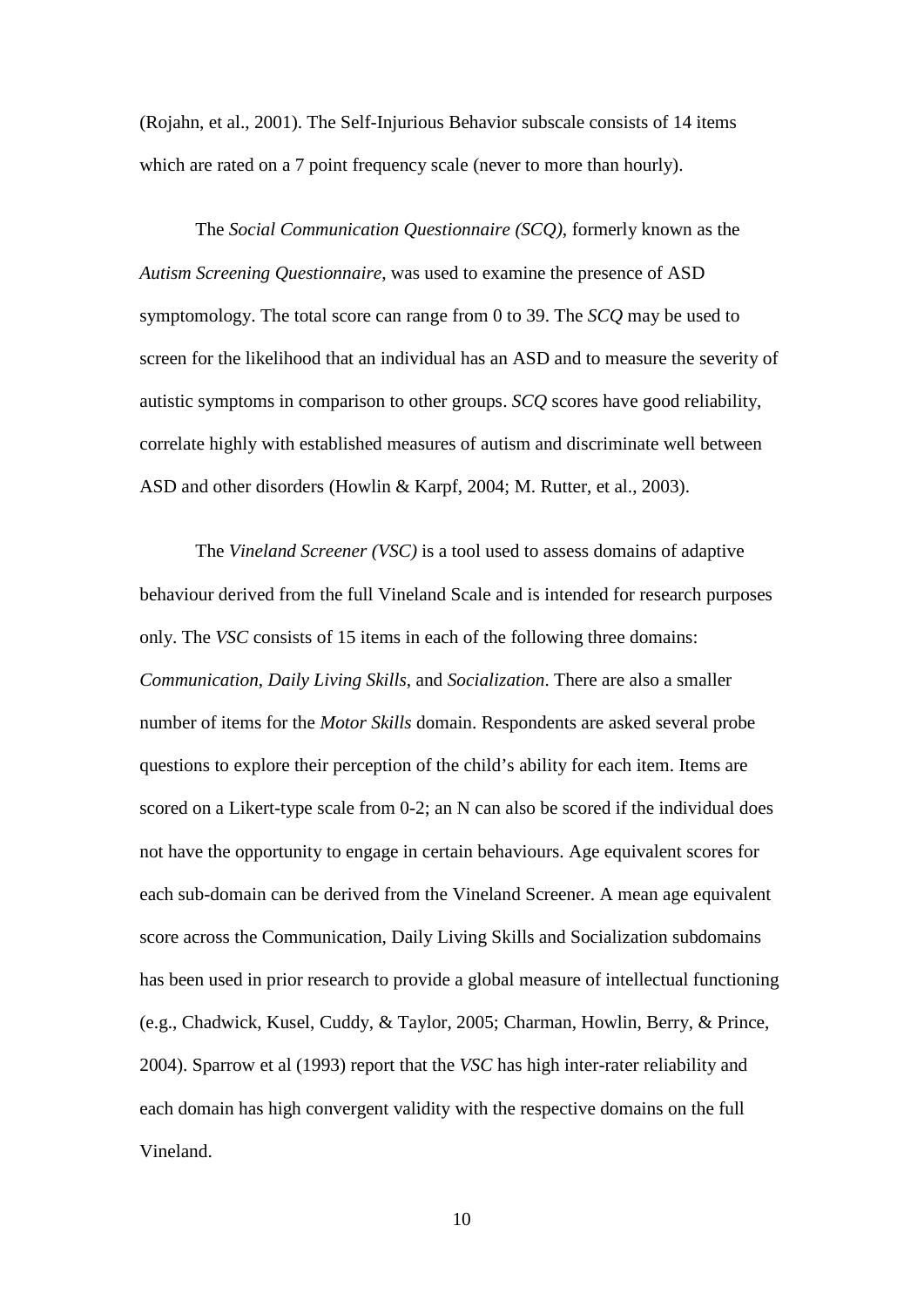(Rojahn, et al., 2001). The Self-Injurious Behavior subscale consists of 14 items which are rated on a 7 point frequency scale (never to more than hourly).

The *Social Communication Questionnaire (SCQ)*, formerly known as the *Autism Screening Questionnaire*, was used to examine the presence of ASD symptomology. The total score can range from 0 to 39. The *SCQ* may be used to screen for the likelihood that an individual has an ASD and to measure the severity of autistic symptoms in comparison to other groups. *SCQ* scores have good reliability, correlate highly with established measures of autism and discriminate well between ASD and other disorders (Howlin & Karpf, 2004; M. Rutter, et al., 2003).

The *Vineland Screener (VSC)* is a tool used to assess domains of adaptive behaviour derived from the full Vineland Scale and is intended for research purposes only. The *VSC* consists of 15 items in each of the following three domains: *Communication*, *Daily Living Skills*, and *Socialization*. There are also a smaller number of items for the *Motor Skills* domain. Respondents are asked several probe questions to explore their perception of the child's ability for each item. Items are scored on a Likert-type scale from 0-2; an N can also be scored if the individual does not have the opportunity to engage in certain behaviours. Age equivalent scores for each sub-domain can be derived from the Vineland Screener. A mean age equivalent score across the Communication, Daily Living Skills and Socialization subdomains has been used in prior research to provide a global measure of intellectual functioning (e.g., Chadwick, Kusel, Cuddy, & Taylor, 2005; Charman, Howlin, Berry, & Prince, 2004). Sparrow et al (1993) report that the *VSC* has high inter-rater reliability and each domain has high convergent validity with the respective domains on the full Vineland.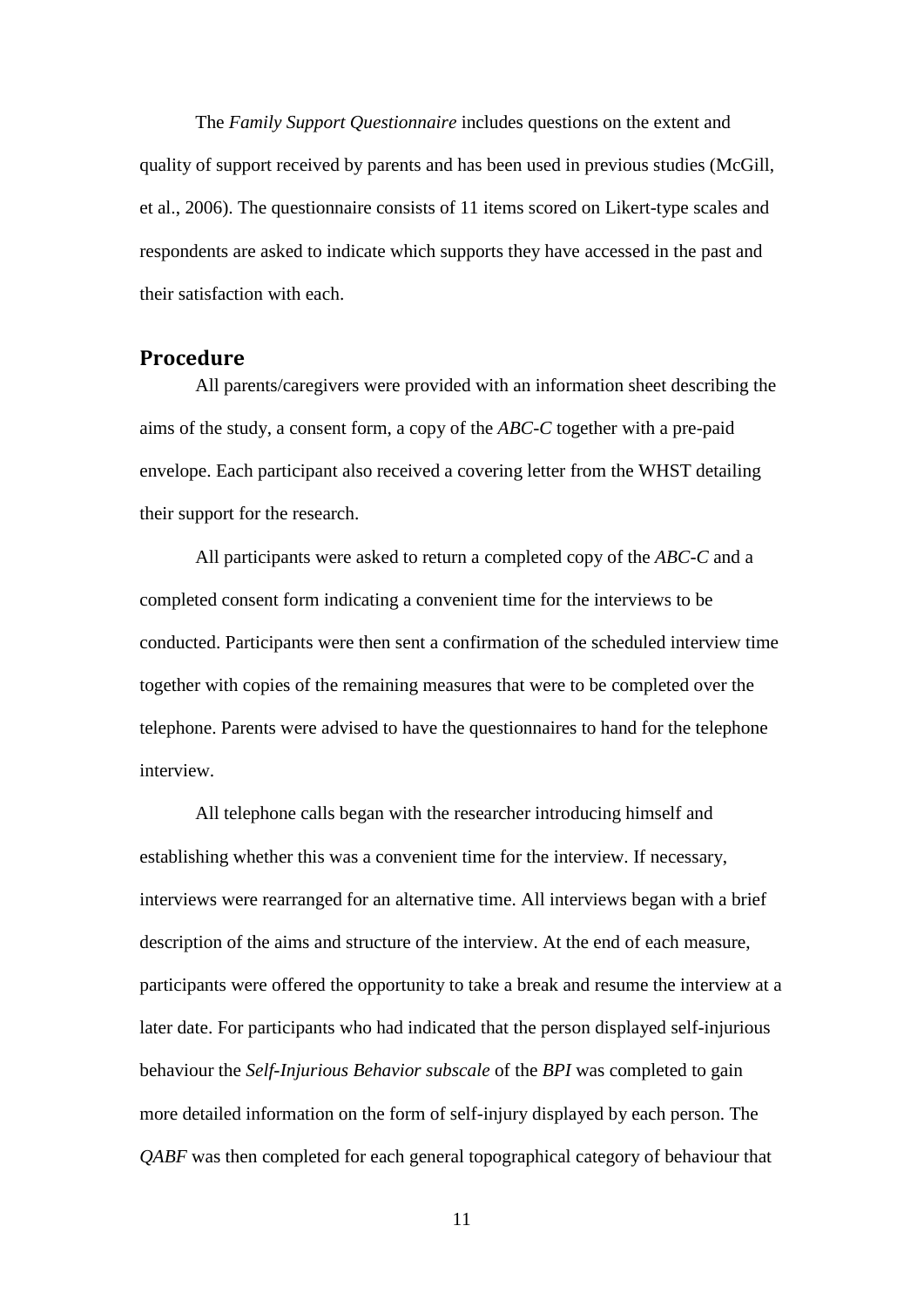The *Family Support Questionnaire* includes questions on the extent and quality of support received by parents and has been used in previous studies (McGill, et al., 2006). The questionnaire consists of 11 items scored on Likert-type scales and respondents are asked to indicate which supports they have accessed in the past and their satisfaction with each.

## Procedure

All parents/caregivers were provided with an information sheet describing the aims of the study, a consent form, a copy of the *ABC-C* together with a pre-paid envelope. Each participant also received a covering letter from the WHST detailing their support for the research.

All participants were asked to return a completed copy of the *ABC-C* and a completed consent form indicating a convenient time for the interviews to be conducted. Participants were then sent a confirmation of the scheduled interview time together with copies of the remaining measures that were to be completed over the telephone. Parents were advised to have the questionnaires to hand for the telephone interview.

All telephone calls began with the researcher introducing himself and establishing whether this was a convenient time for the interview. If necessary, interviews were rearranged for an alternative time. All interviews began with a brief description of the aims and structure of the interview. At the end of each measure, participants were offered the opportunity to take a break and resume the interview at a later date. For participants who had indicated that the person displayed self-injurious behaviour the *Self-Injurious Behavior subscale* of the *BPI* was completed to gain more detailed information on the form of self-injury displayed by each person. The *QABF* was then completed for each general topographical category of behaviour that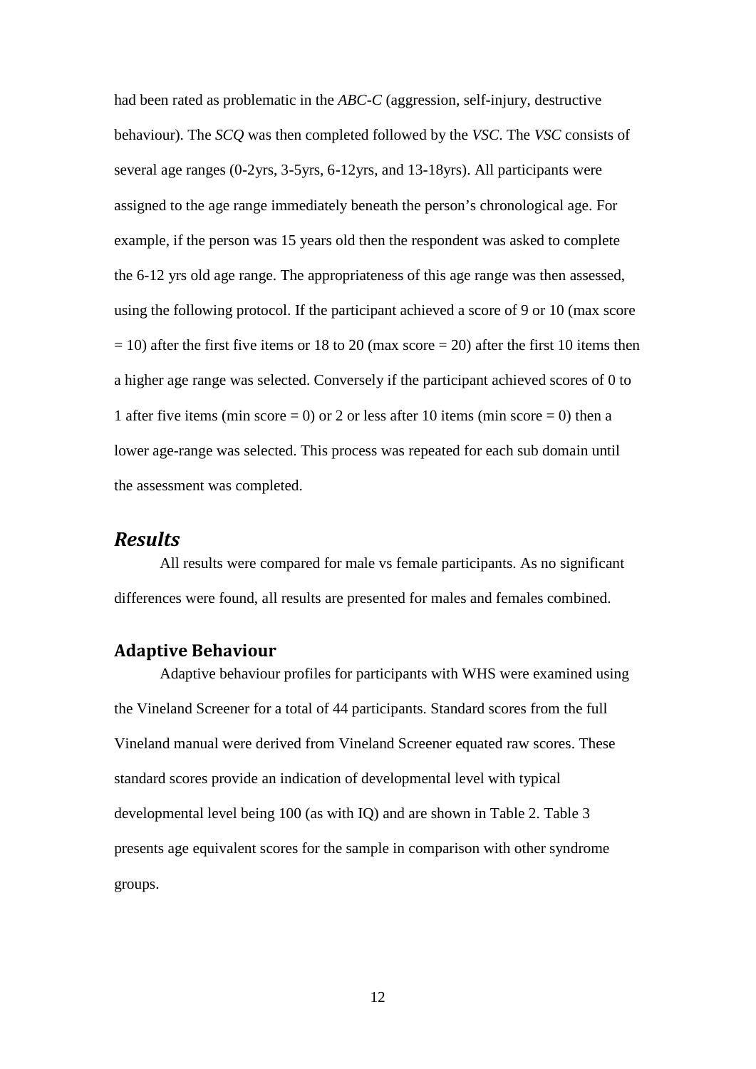had been rated as problematic in the *ABC-C* (aggression, self-injury, destructive behaviour). The *SCQ* was then completed followed by the *VSC*. The *VSC* consists of several age ranges (0-2yrs, 3-5yrs, 6-12yrs, and 13-18yrs). All participants were assigned to the age range immediately beneath the person's chronological age. For example, if the person was 15 years old then the respondent was asked to complete the 6-12 yrs old age range. The appropriateness of this age range was then assessed, using the following protocol. If the participant achieved a score of 9 or 10 (max score = 10) after the first five items or 18 to 20 (max score = 20) after the first 10 items then a higher age range was selected. Conversely if the participant achieved scores of 0 to 1 after five items (min score = 0) or 2 or less after 10 items (min score = 0) then a lower age-range was selected. This process was repeated for each sub domain until the assessment was completed.

## *Results*

All results were compared for male vs female participants. As no significant differences were found, all results are presented for males and females combined.

### Adaptive Behaviour

Adaptive behaviour profiles for participants with WHS were examined using the Vineland Screener for a total of 44 participants. Standard scores from the full Vineland manual were derived from Vineland Screener equated raw scores. These standard scores provide an indication of developmental level with typical developmental level being 100 (as with IQ) and are shown in Table 2. Table 3 presents age equivalent scores for the sample in comparison with other syndrome groups.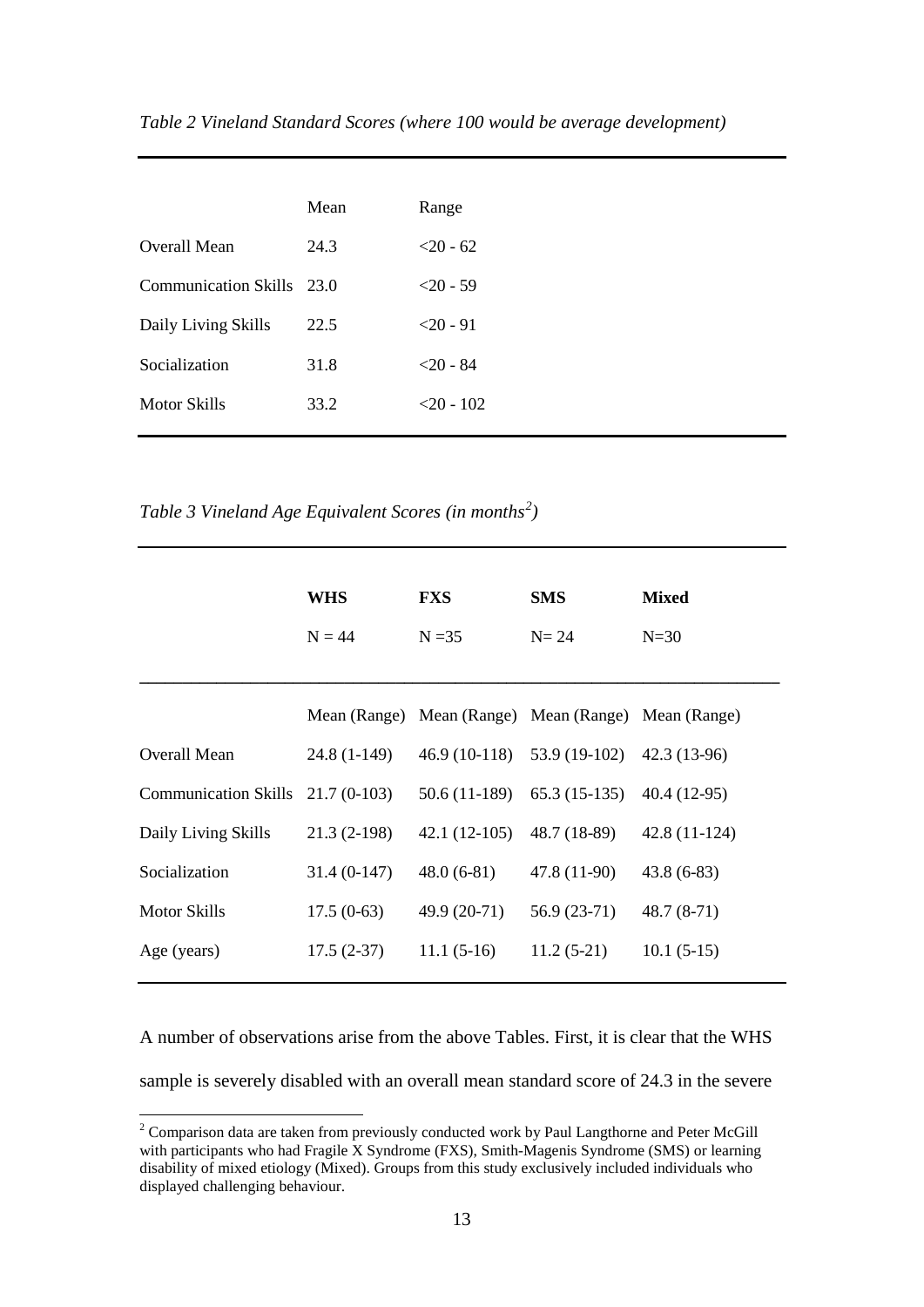*Table 2 Vineland Standard Scores (where 100 would be average development)*

| | Mean | Range |
|---|---|---|
| Overall Mean | 24.3 | <20 - 62 |
| Communication Skills | 23.0 | <20 - 59 |
| Daily Living Skills | 22.5 | <20 - 91 |
| Socialization | 31.8 | <20 - 84 |
| Motor Skills | 33.2 | <20 - 102 |

*Table 3 Vineland Age Equivalent Scores (in months[2])*

| | **WHS** | **FXS** | **SMS** | **Mixed** |
|---|---|---|---|---|
| | N = 44 | N =35 | N= 24 | N=30 |
| | Mean (Range) | Mean (Range) | Mean (Range) | Mean (Range) |
| Overall Mean | 24.8 (1-149) | 46.9 (10-118) | 53.9 (19-102) | 42.3 (13-96) |
| Communication Skills | 21.7 (0-103) | 50.6 (11-189) | 65.3 (15-135) | 40.4 (12-95) |
| Daily Living Skills | 21.3 (2-198) | 42.1 (12-105) | 48.7 (18-89) | 42.8 (11-124) |
| Socialization | 31.4 (0-147) | 48.0 (6-81) | 47.8 (11-90) | 43.8 (6-83) |
| Motor Skills | 17.5 (0-63) | 49.9 (20-71) | 56.9 (23-71) | 48.7 (8-71) |
| Age (years) | 17.5 (2-37) | 11.1 (5-16) | 11.2 (5-21) | 10.1 (5-15) |

A number of observations arise from the above Tables. First, it is clear that the WHS sample is severely disabled with an overall mean standard score of 24.3 in the severe

[2] Comparison data are taken from previously conducted work by Paul Langthorne and Peter McGill with participants who had Fragile X Syndrome (FXS), Smith-Magenis Syndrome (SMS) or learning disability of mixed etiology (Mixed). Groups from this study exclusively included individuals who displayed challenging behaviour.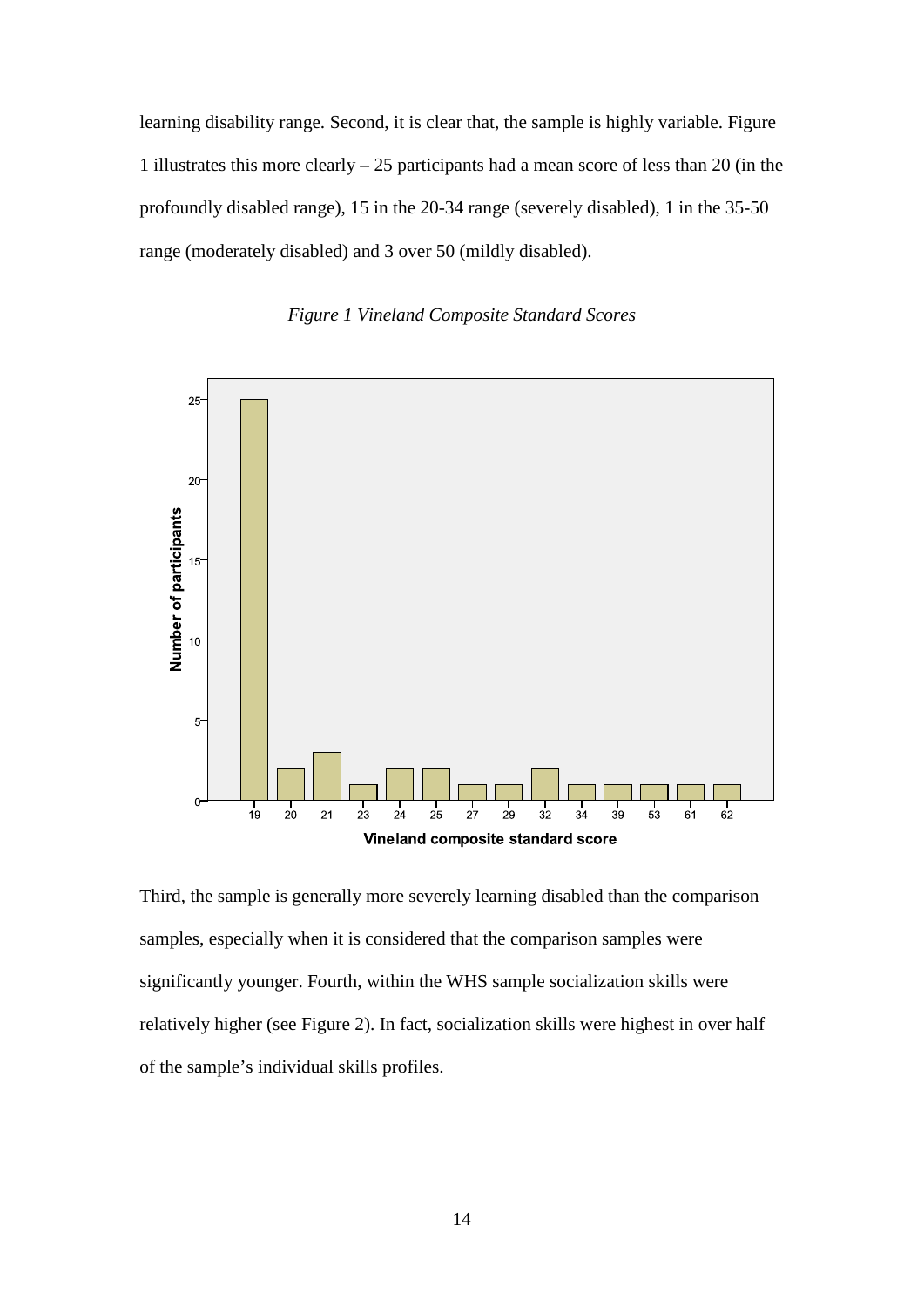learning disability range. Second, it is clear that, the sample is highly variable. Figure 1 illustrates this more clearly – 25 participants had a mean score of less than 20 (in the profoundly disabled range), 15 in the 20-34 range (severely disabled), 1 in the 35-50 range (moderately disabled) and 3 over 50 (mildly disabled).

*Figure 1 Vineland Composite Standard Scores*

Third, the sample is generally more severely learning disabled than the comparison samples, especially when it is considered that the comparison samples were significantly younger. Fourth, within the WHS sample socialization skills were relatively higher (see Figure 2). In fact, socialization skills were highest in over half of the sample's individual skills profiles.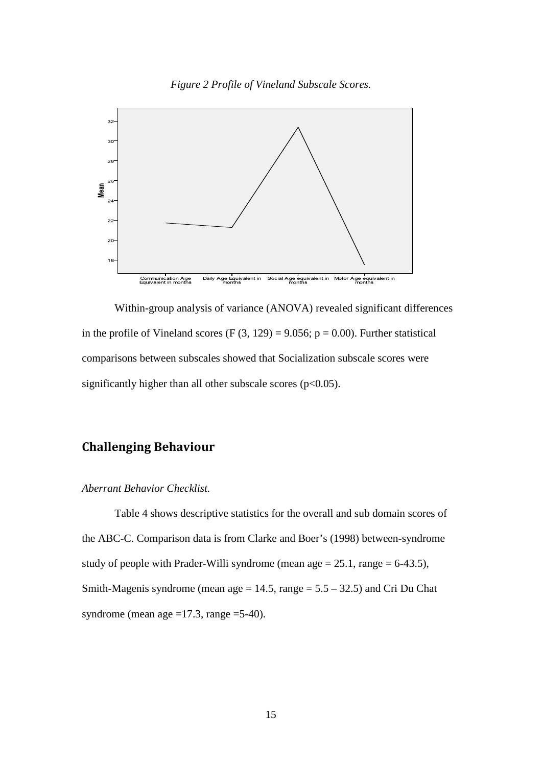*Figure 2 Profile of Vineland Subscale Scores.*

Within-group analysis of variance (ANOVA) revealed significant differences in the profile of Vineland scores ($F(3, 129) = 9.056$; $p = 0.00$). Further statistical comparisons between subscales showed that Socialization subscale scores were significantly higher than all other subscale scores ($p<0.05$).

## Challenging Behaviour

*Aberrant Behavior Checklist.*

Table 4 shows descriptive statistics for the overall and sub domain scores of the ABC-C. Comparison data is from Clarke and Boer's (1998) between-syndrome study of people with Prader-Willi syndrome (mean age = 25.1, range = 6-43.5), Smith-Magenis syndrome (mean age = 14.5, range = 5.5 – 32.5) and Cri Du Chat syndrome (mean age =17.3, range =5-40).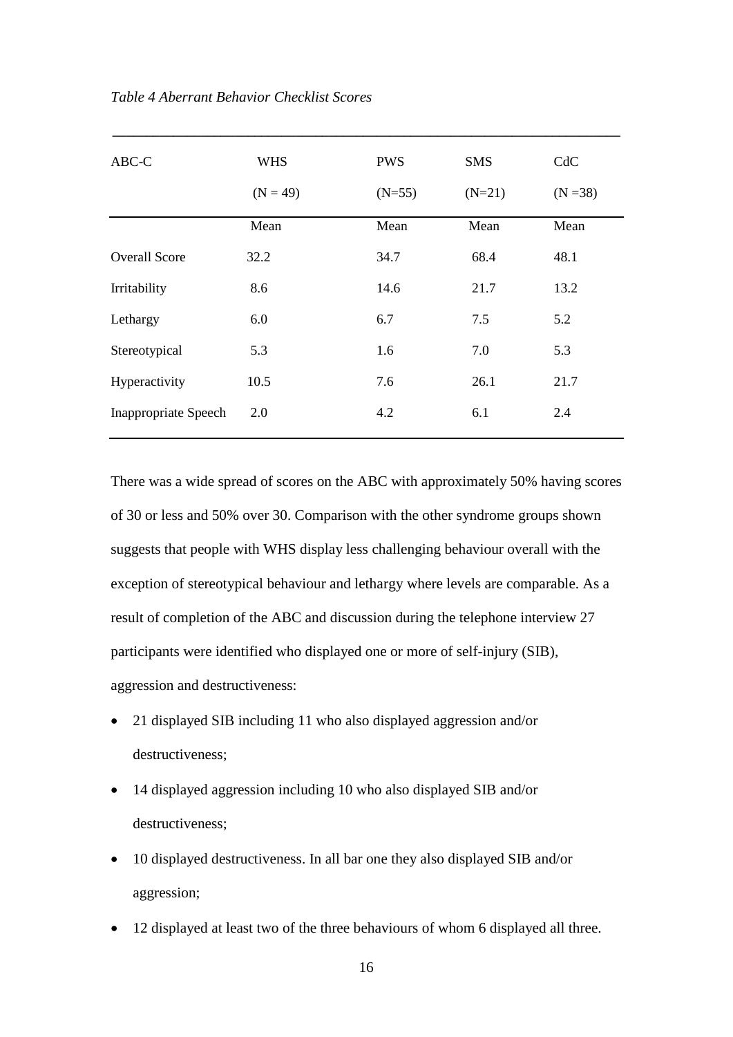*Table 4 Aberrant Behavior Checklist Scores*

| ABC-C | WHS (N = 49) | PWS (N=55) | SMS (N=21) | CdC (N =38) |
|---|---|---|---|---|
| | Mean | Mean | Mean | Mean |
| Overall Score | 32.2 | 34.7 | 68.4 | 48.1 |
| Irritability | 8.6 | 14.6 | 21.7 | 13.2 |
| Lethargy | 6.0 | 6.7 | 7.5 | 5.2 |
| Stereotypical | 5.3 | 1.6 | 7.0 | 5.3 |
| Hyperactivity | 10.5 | 7.6 | 26.1 | 21.7 |
| Inappropriate Speech | 2.0 | 4.2 | 6.1 | 2.4 |

There was a wide spread of scores on the ABC with approximately 50% having scores of 30 or less and 50% over 30. Comparison with the other syndrome groups shown suggests that people with WHS display less challenging behaviour overall with the exception of stereotypical behaviour and lethargy where levels are comparable. As a result of completion of the ABC and discussion during the telephone interview 27 participants were identified who displayed one or more of self-injury (SIB), aggression and destructiveness:

- 21 displayed SIB including 11 who also displayed aggression and/or destructiveness;
- 14 displayed aggression including 10 who also displayed SIB and/or destructiveness;
- 10 displayed destructiveness. In all bar one they also displayed SIB and/or aggression;
- 12 displayed at least two of the three behaviours of whom 6 displayed all three.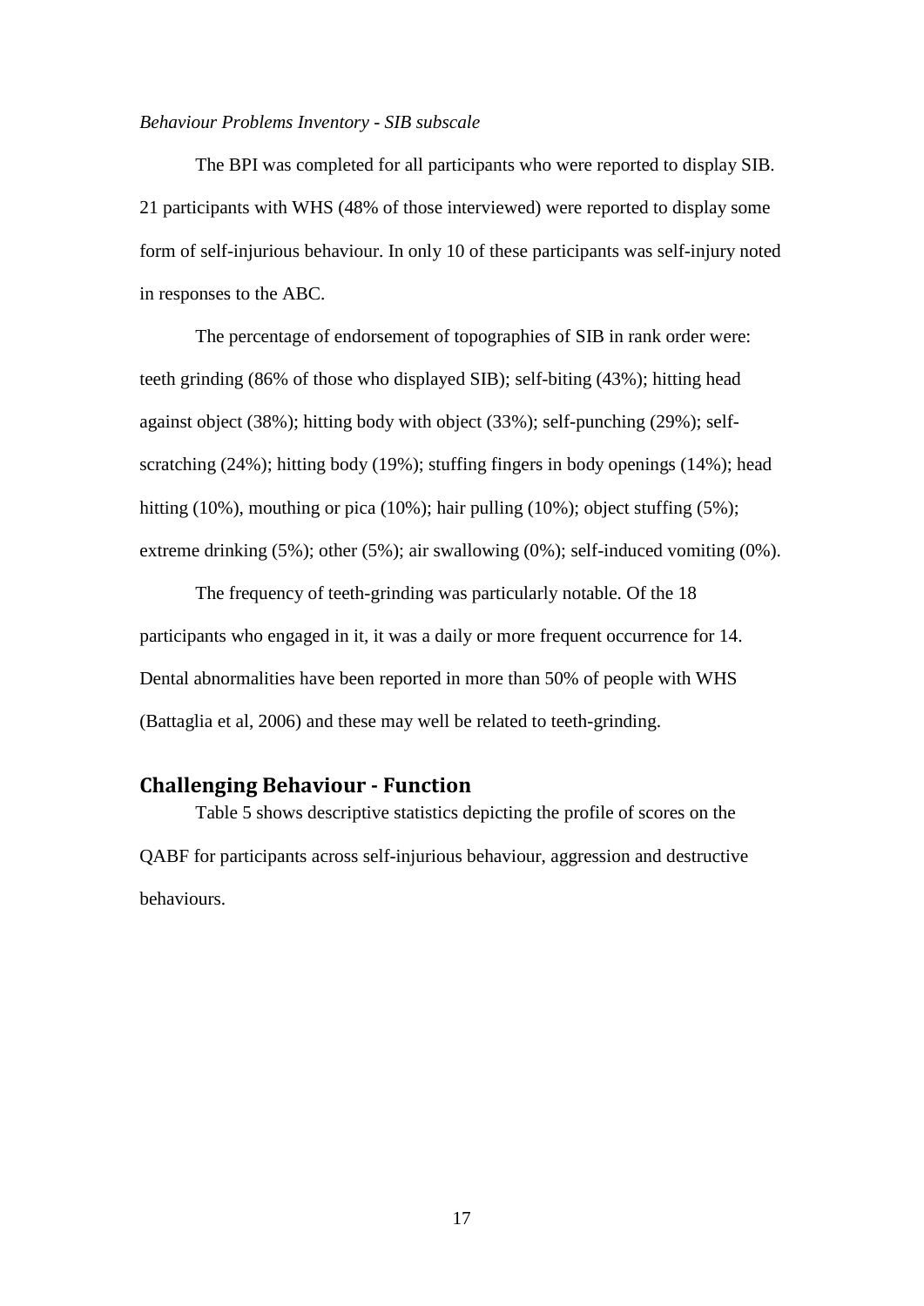*Behaviour Problems Inventory - SIB subscale*

The BPI was completed for all participants who were reported to display SIB. 21 participants with WHS (48% of those interviewed) were reported to display some form of self-injurious behaviour. In only 10 of these participants was self-injury noted in responses to the ABC.

The percentage of endorsement of topographies of SIB in rank order were: teeth grinding (86% of those who displayed SIB); self-biting (43%); hitting head against object (38%); hitting body with object (33%); self-punching (29%); self-scratching (24%); hitting body (19%); stuffing fingers in body openings (14%); head hitting (10%), mouthing or pica (10%); hair pulling (10%); object stuffing (5%); extreme drinking (5%); other (5%); air swallowing (0%); self-induced vomiting (0%).

The frequency of teeth-grinding was particularly notable. Of the 18 participants who engaged in it, it was a daily or more frequent occurrence for 14. Dental abnormalities have been reported in more than 50% of people with WHS (Battaglia et al, 2006) and these may well be related to teeth-grinding.

## Challenging Behaviour - Function

Table 5 shows descriptive statistics depicting the profile of scores on the QABF for participants across self-injurious behaviour, aggression and destructive behaviours.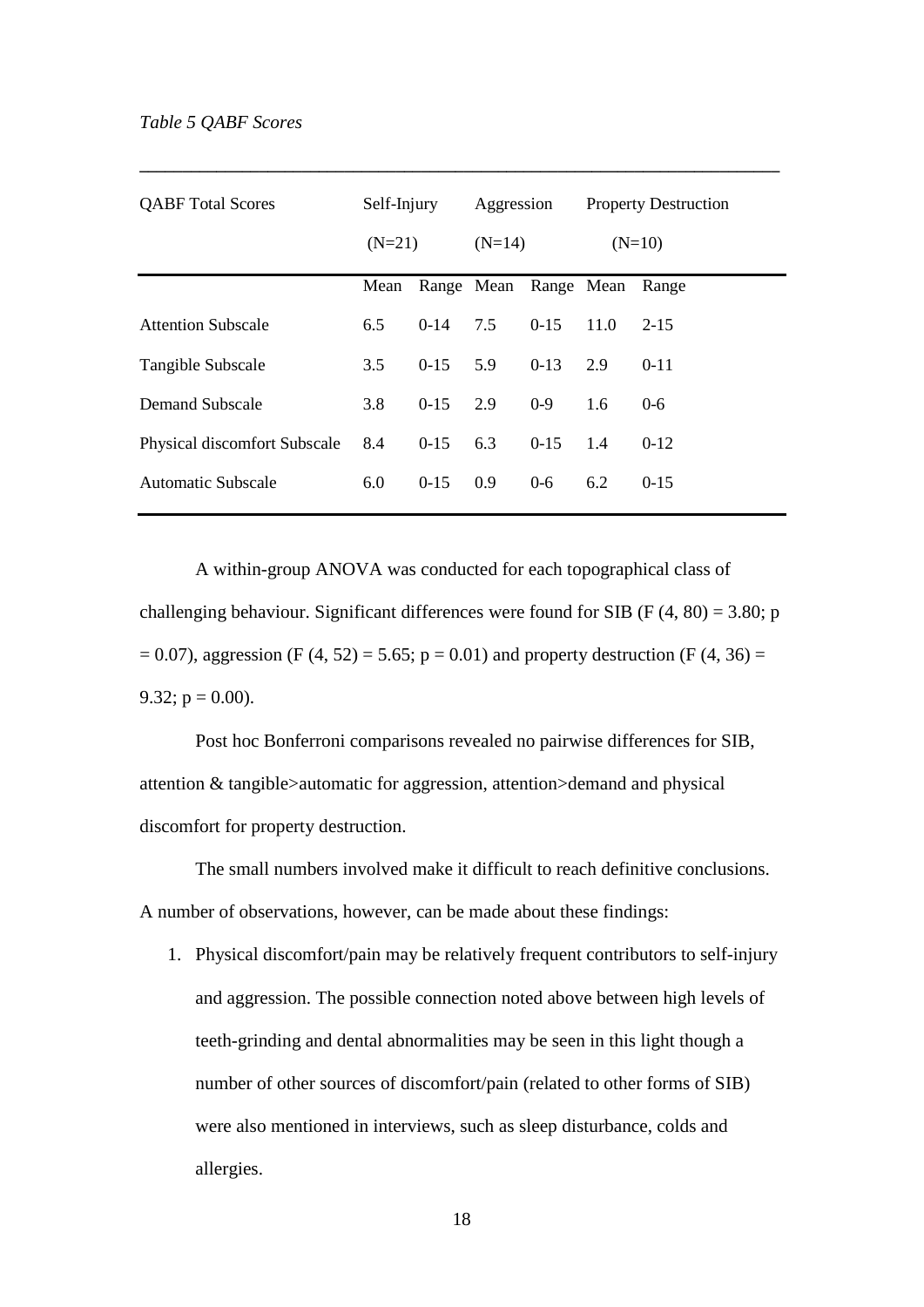*Table 5 QABF Scores*

| QABF Total Scores | Self-Injury (N=21) | | Aggression (N=14) | | Property Destruction (N=10) | |
|---|---|---|---|---|---|---|
| | Mean | Range | Mean | Range | Mean | Range |
| Attention Subscale | 6.5 | 0-14 | 7.5 | 0-15 | 11.0 | 2-15 |
| Tangible Subscale | 3.5 | 0-15 | 5.9 | 0-13 | 2.9 | 0-11 |
| Demand Subscale | 3.8 | 0-15 | 2.9 | 0-9 | 1.6 | 0-6 |
| Physical discomfort Subscale | 8.4 | 0-15 | 6.3 | 0-15 | 1.4 | 0-12 |
| Automatic Subscale | 6.0 | 0-15 | 0.9 | 0-6 | 6.2 | 0-15 |

A within-group ANOVA was conducted for each topographical class of challenging behaviour. Significant differences were found for SIB ($F(4, 80) = 3.80$; $p = 0.07$), aggression ($F(4, 52) = 5.65$; $p = 0.01$) and property destruction ($F(4, 36) = 9.32$; $p = 0.00$).

Post hoc Bonferroni comparisons revealed no pairwise differences for SIB, attention & tangible>automatic for aggression, attention>demand and physical discomfort for property destruction.

The small numbers involved make it difficult to reach definitive conclusions. A number of observations, however, can be made about these findings:

1. Physical discomfort/pain may be relatively frequent contributors to self-injury and aggression. The possible connection noted above between high levels of teeth-grinding and dental abnormalities may be seen in this light though a number of other sources of discomfort/pain (related to other forms of SIB) were also mentioned in interviews, such as sleep disturbance, colds and allergies.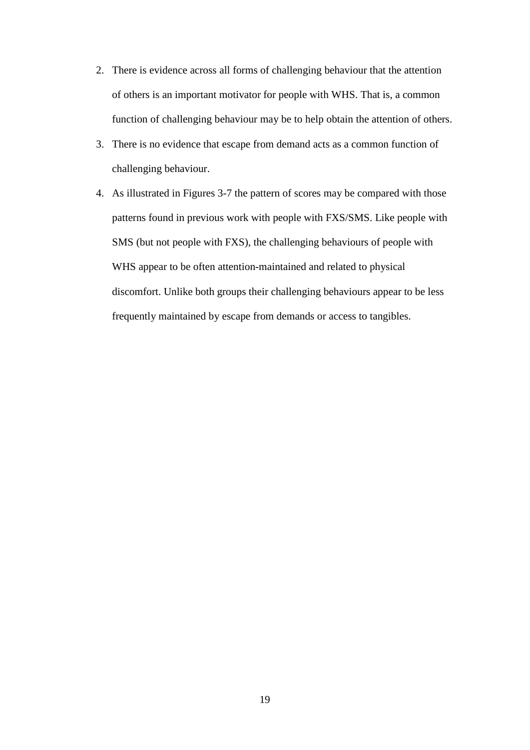2. There is evidence across all forms of challenging behaviour that the attention of others is an important motivator for people with WHS. That is, a common function of challenging behaviour may be to help obtain the attention of others.
3. There is no evidence that escape from demand acts as a common function of challenging behaviour.
4. As illustrated in Figures 3-7 the pattern of scores may be compared with those patterns found in previous work with people with FXS/SMS. Like people with SMS (but not people with FXS), the challenging behaviours of people with WHS appear to be often attention-maintained and related to physical discomfort. Unlike both groups their challenging behaviours appear to be less frequently maintained by escape from demands or access to tangibles.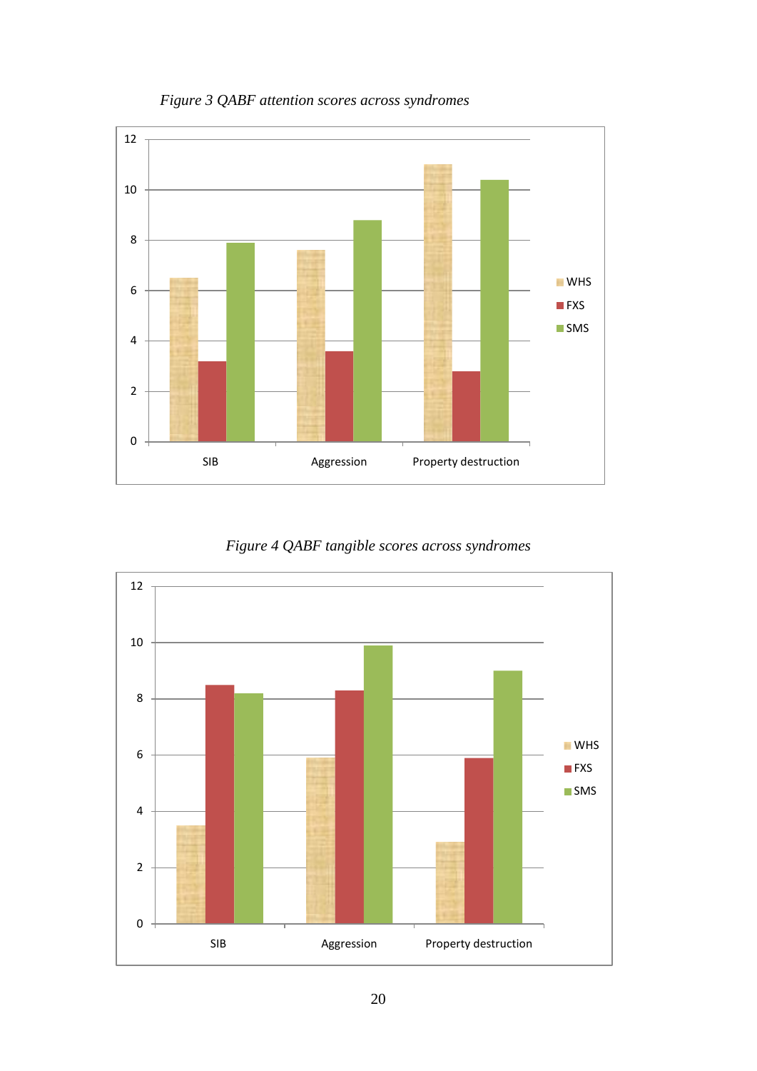*Figure 3 QABF attention scores across syndromes*

*Figure 4 QABF tangible scores across syndromes*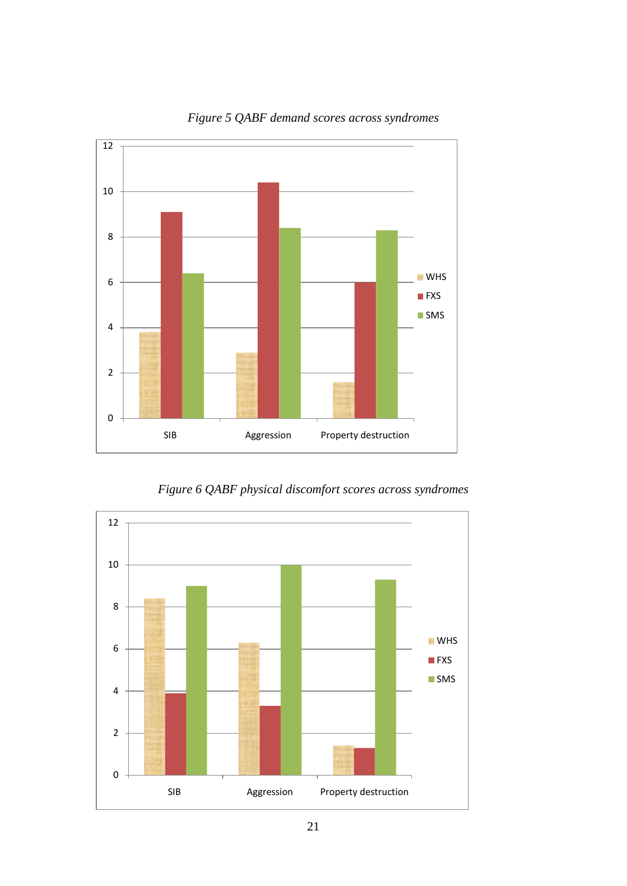*Figure 5 QABF demand scores across syndromes*

*Figure 6 QABF physical discomfort scores across syndromes*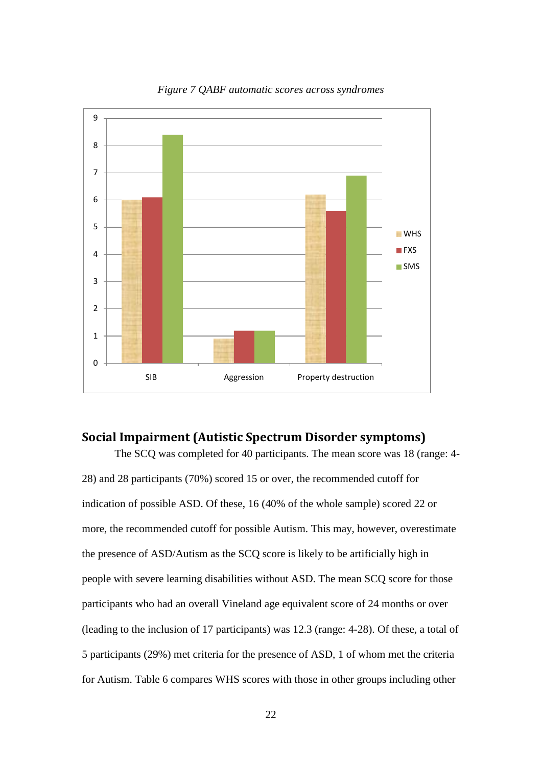*Figure 7 QABF automatic scores across syndromes*

## Social Impairment (Autistic Spectrum Disorder symptoms)

The SCQ was completed for 40 participants. The mean score was 18 (range: 4-28) and 28 participants (70%) scored 15 or over, the recommended cutoff for indication of possible ASD. Of these, 16 (40% of the whole sample) scored 22 or more, the recommended cutoff for possible Autism. This may, however, overestimate the presence of ASD/Autism as the SCQ score is likely to be artificially high in people with severe learning disabilities without ASD. The mean SCQ score for those participants who had an overall Vineland age equivalent score of 24 months or over (leading to the inclusion of 17 participants) was 12.3 (range: 4-28). Of these, a total of 5 participants (29%) met criteria for the presence of ASD, 1 of whom met the criteria for Autism. Table 6 compares WHS scores with those in other groups including other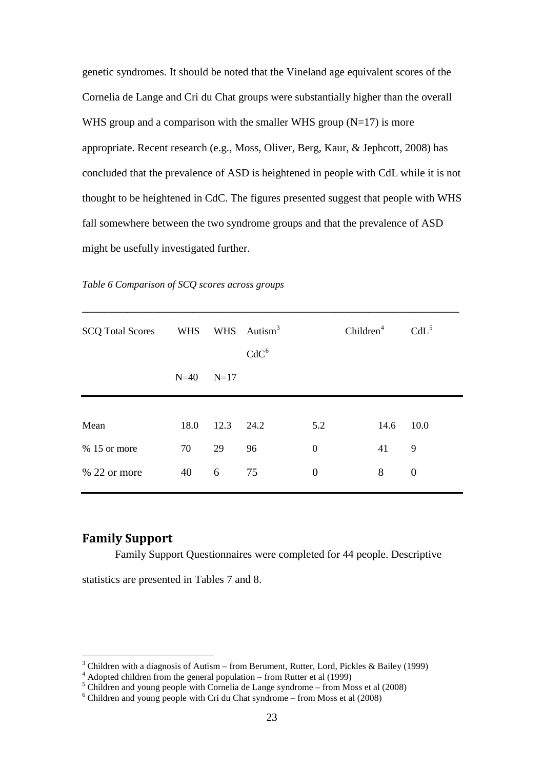genetic syndromes. It should be noted that the Vineland age equivalent scores of the Cornelia de Lange and Cri du Chat groups were substantially higher than the overall WHS group and a comparison with the smaller WHS group (N=17) is more appropriate. Recent research (e.g., Moss, Oliver, Berg, Kaur, & Jephcott, 2008) has concluded that the prevalence of ASD is heightened in people with CdL while it is not thought to be heightened in CdC. The figures presented suggest that people with WHS fall somewhere between the two syndrome groups and that the prevalence of ASD might be usefully investigated further.

*Table 6 Comparison of SCQ scores across groups*

| SCQ Total Scores | WHS | WHS | Autism[3] | | Children[4] | CdL[5] |
|---|---|---|---|---|---|---|
| | | | CdC[6] | | | |
| | N=40 | N=17 | | | | |
| Mean | 18.0 | 12.3 | 24.2 | 5.2 | 14.6 | 10.0 |
| % 15 or more | 70 | 29 | 96 | 0 | 41 | 9 |
| % 22 or more | 40 | 6 | 75 | 0 | 8 | 0 |

## Family Support

Family Support Questionnaires were completed for 44 people. Descriptive statistics are presented in Tables 7 and 8.

[3] Children with a diagnosis of Autism – from Berument, Rutter, Lord, Pickles & Bailey (1999)
[4] Adopted children from the general population – from Rutter et al (1999)
[5] Children and young people with Cornelia de Lange syndrome – from Moss et al (2008)
[6] Children and young people with Cri du Chat syndrome – from Moss et al (2008)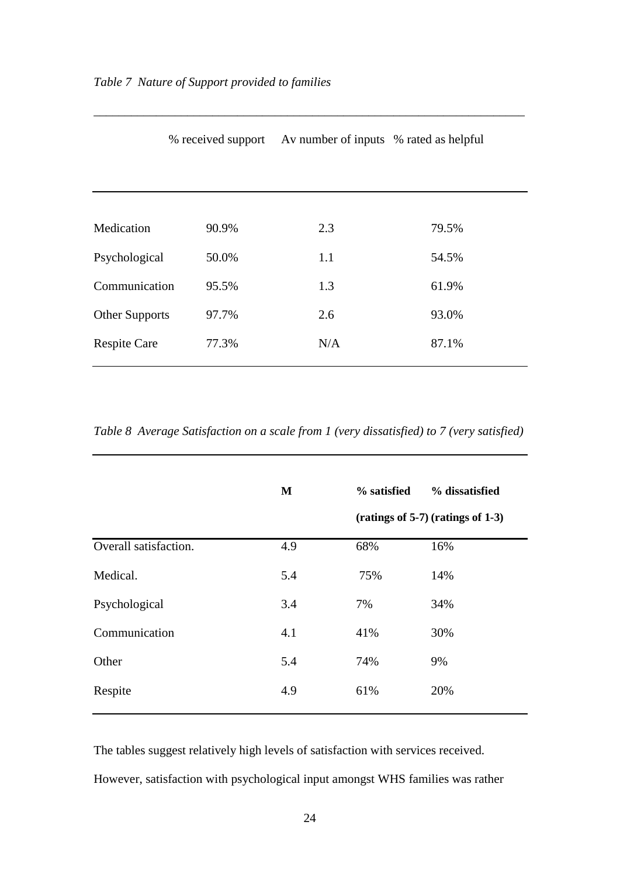*Table 7 Nature of Support provided to families*

| | % received support | Av number of inputs | % rated as helpful |
|---|---|---|---|
| Medication | 90.9% | 2.3 | 79.5% |
| Psychological | 50.0% | 1.1 | 54.5% |
| Communication | 95.5% | 1.3 | 61.9% |
| Other Supports | 97.7% | 2.6 | 93.0% |
| Respite Care | 77.3% | N/A | 87.1% |

*Table 8 Average Satisfaction on a scale from 1 (very dissatisfied) to 7 (very satisfied)*

| | **M** | **% satisfied (ratings of 5-7)** | **% dissatisfied (ratings of 1-3)** |
|---|---|---|---|
| Overall satisfaction. | 4.9 | 68% | 16% |
| Medical. | 5.4 | 75% | 14% |
| Psychological | 3.4 | 7% | 34% |
| Communication | 4.1 | 41% | 30% |
| Other | 5.4 | 74% | 9% |
| Respite | 4.9 | 61% | 20% |

The tables suggest relatively high levels of satisfaction with services received. However, satisfaction with psychological input amongst WHS families was rather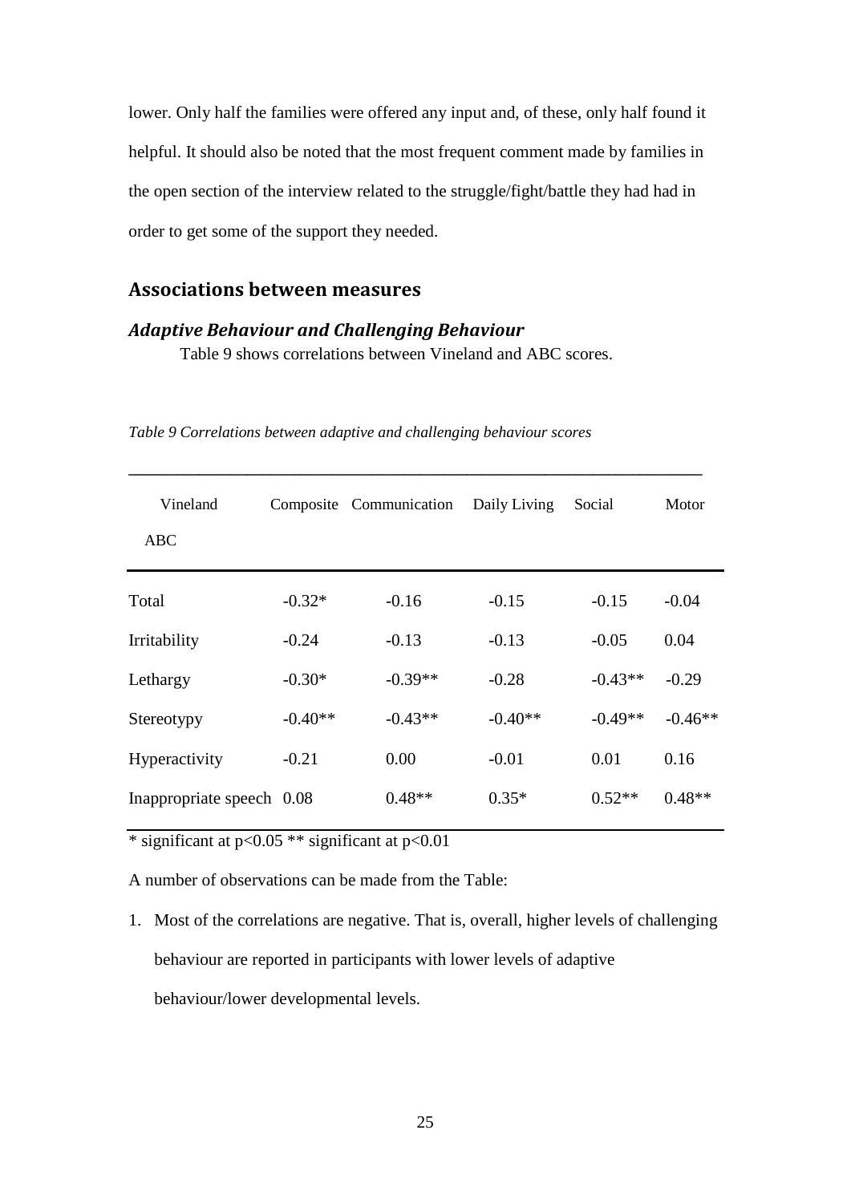lower. Only half the families were offered any input and, of these, only half found it helpful. It should also be noted that the most frequent comment made by families in the open section of the interview related to the struggle/fight/battle they had had in order to get some of the support they needed.

## Associations between measures

### *Adaptive Behaviour and Challenging Behaviour*

Table 9 shows correlations between Vineland and ABC scores.

*Table 9 Correlations between adaptive and challenging behaviour scores*

| Vineland<br>ABC | Composite | Communication | Daily Living | Social | Motor |
|---|---|---|---|---|---|
| Total | -0.32* | -0.16 | -0.15 | -0.15 | -0.04 |
| Irritability | -0.24 | -0.13 | -0.13 | -0.05 | 0.04 |
| Lethargy | -0.30* | -0.39** | -0.28 | -0.43** | -0.29 |
| Stereotypy | -0.40** | -0.43** | -0.40** | -0.49** | -0.46** |
| Hyperactivity | -0.21 | 0.00 | -0.01 | 0.01 | 0.16 |
| Inappropriate speech | 0.08 | 0.48** | 0.35* | 0.52** | 0.48** |

* significant at $p<0.05$ ** significant at $p<0.01$

A number of observations can be made from the Table:

1. Most of the correlations are negative. That is, overall, higher levels of challenging behaviour are reported in participants with lower levels of adaptive behaviour/lower developmental levels.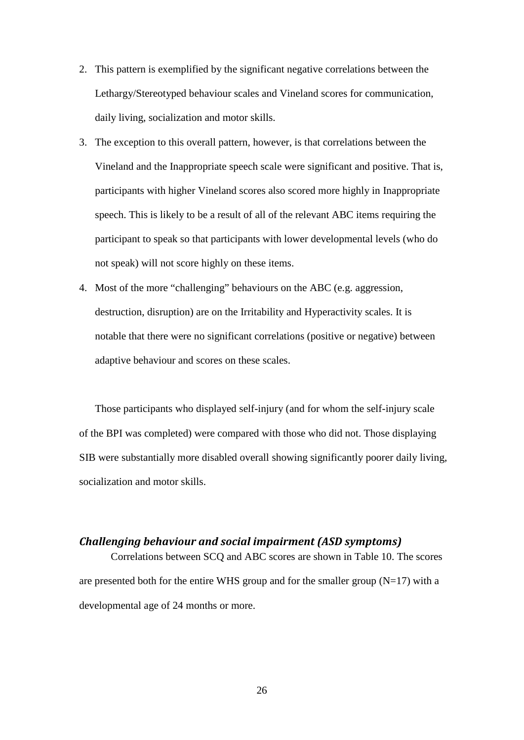2. This pattern is exemplified by the significant negative correlations between the Lethargy/Stereotyped behaviour scales and Vineland scores for communication, daily living, socialization and motor skills.
3. The exception to this overall pattern, however, is that correlations between the Vineland and the Inappropriate speech scale were significant and positive. That is, participants with higher Vineland scores also scored more highly in Inappropriate speech. This is likely to be a result of all of the relevant ABC items requiring the participant to speak so that participants with lower developmental levels (who do not speak) will not score highly on these items.
4. Most of the more "challenging" behaviours on the ABC (e.g. aggression, destruction, disruption) are on the Irritability and Hyperactivity scales. It is notable that there were no significant correlations (positive or negative) between adaptive behaviour and scores on these scales.

Those participants who displayed self-injury (and for whom the self-injury scale of the BPI was completed) were compared with those who did not. Those displaying SIB were substantially more disabled overall showing significantly poorer daily living, socialization and motor skills.

### *Challenging behaviour and social impairment (ASD symptoms)*

Correlations between SCQ and ABC scores are shown in Table 10. The scores are presented both for the entire WHS group and for the smaller group (N=17) with a developmental age of 24 months or more.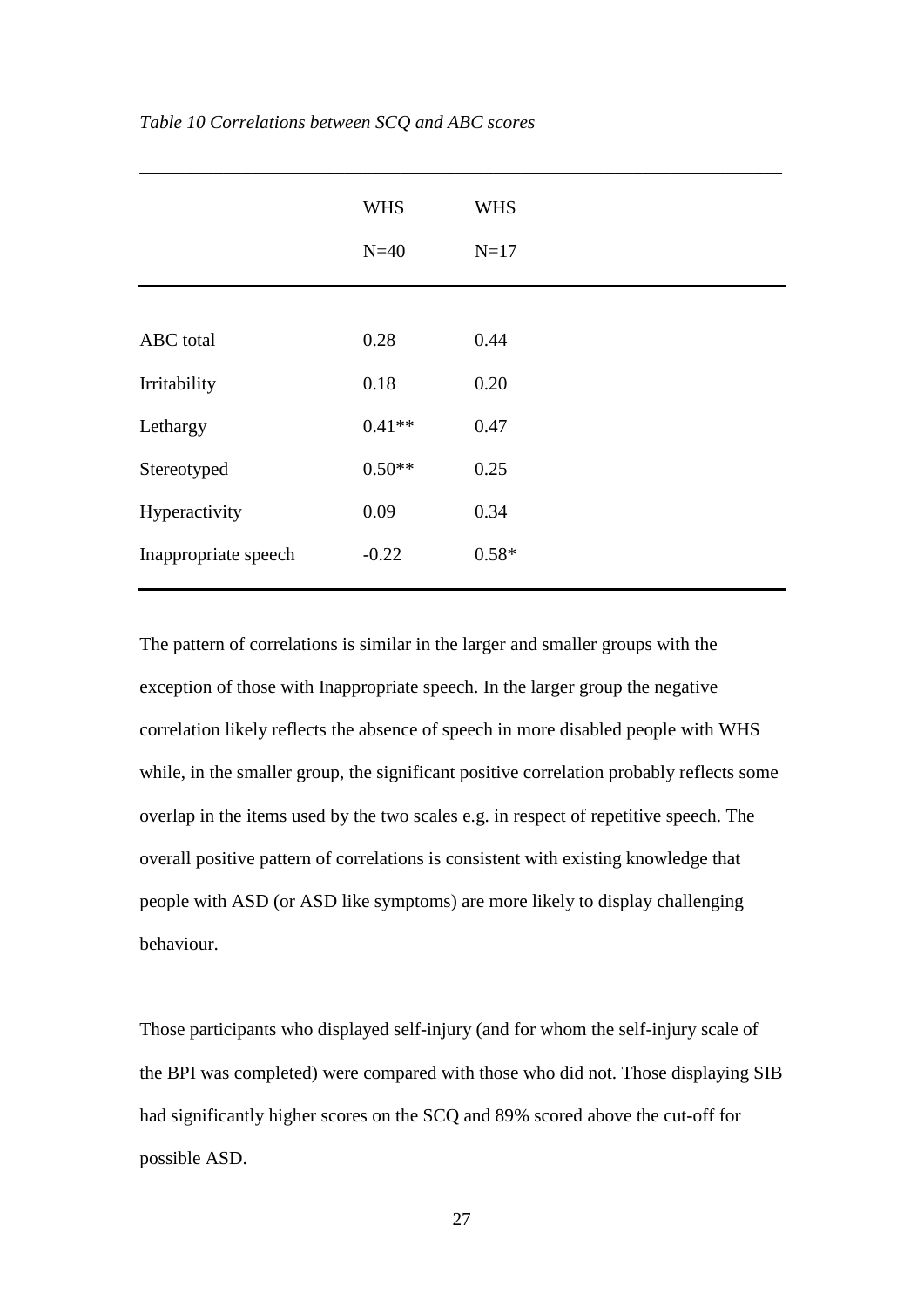*Table 10 Correlations between SCQ and ABC scores*

| | WHS N=40 | WHS N=17 |
|---|---|---|
| ABC total | 0.28 | 0.44 |
| Irritability | 0.18 | 0.20 |
| Lethargy | 0.41** | 0.47 |
| Stereotyped | 0.50** | 0.25 |
| Hyperactivity | 0.09 | 0.34 |
| Inappropriate speech | -0.22 | 0.58* |

The pattern of correlations is similar in the larger and smaller groups with the exception of those with Inappropriate speech. In the larger group the negative correlation likely reflects the absence of speech in more disabled people with WHS while, in the smaller group, the significant positive correlation probably reflects some overlap in the items used by the two scales e.g. in respect of repetitive speech. The overall positive pattern of correlations is consistent with existing knowledge that people with ASD (or ASD like symptoms) are more likely to display challenging behaviour.

Those participants who displayed self-injury (and for whom the self-injury scale of the BPI was completed) were compared with those who did not. Those displaying SIB had significantly higher scores on the SCQ and 89% scored above the cut-off for possible ASD.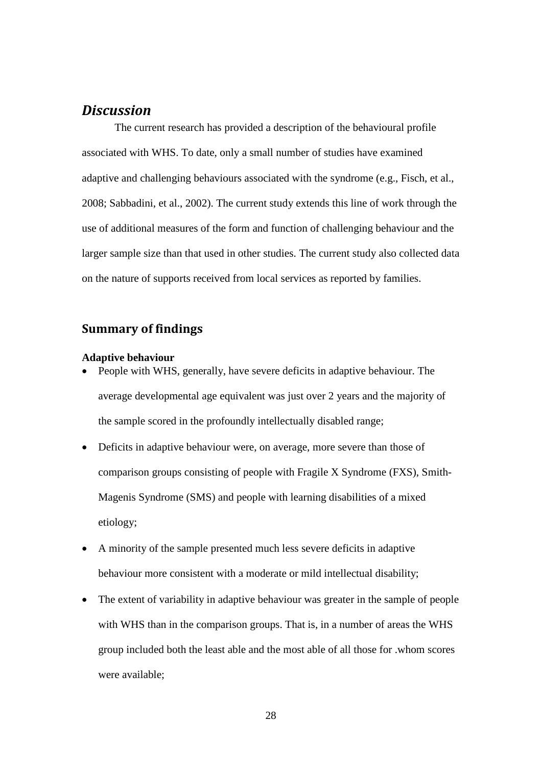## *Discussion*

The current research has provided a description of the behavioural profile associated with WHS. To date, only a small number of studies have examined adaptive and challenging behaviours associated with the syndrome (e.g., Fisch, et al., 2008; Sabbadini, et al., 2002). The current study extends this line of work through the use of additional measures of the form and function of challenging behaviour and the larger sample size than that used in other studies. The current study also collected data on the nature of supports received from local services as reported by families.

## Summary of findings

**Adaptive behaviour**

- People with WHS, generally, have severe deficits in adaptive behaviour. The average developmental age equivalent was just over 2 years and the majority of the sample scored in the profoundly intellectually disabled range;
- Deficits in adaptive behaviour were, on average, more severe than those of comparison groups consisting of people with Fragile X Syndrome (FXS), Smith-Magenis Syndrome (SMS) and people with learning disabilities of a mixed etiology;
- A minority of the sample presented much less severe deficits in adaptive behaviour more consistent with a moderate or mild intellectual disability;
- The extent of variability in adaptive behaviour was greater in the sample of people with WHS than in the comparison groups. That is, in a number of areas the WHS group included both the least able and the most able of all those for .whom scores were available;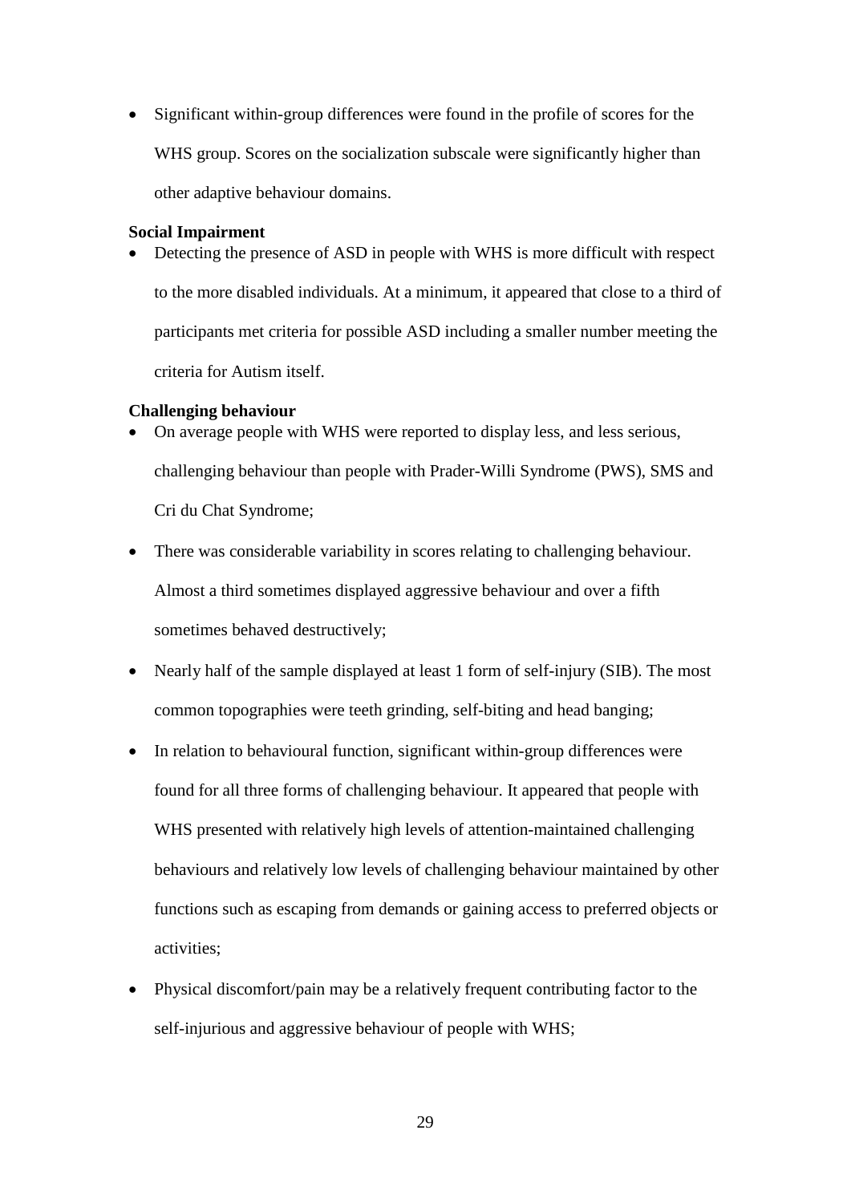- Significant within-group differences were found in the profile of scores for the WHS group. Scores on the socialization subscale were significantly higher than other adaptive behaviour domains.

**Social Impairment**

- Detecting the presence of ASD in people with WHS is more difficult with respect to the more disabled individuals. At a minimum, it appeared that close to a third of participants met criteria for possible ASD including a smaller number meeting the criteria for Autism itself.

**Challenging behaviour**

- On average people with WHS were reported to display less, and less serious, challenging behaviour than people with Prader-Willi Syndrome (PWS), SMS and Cri du Chat Syndrome;
- There was considerable variability in scores relating to challenging behaviour. Almost a third sometimes displayed aggressive behaviour and over a fifth sometimes behaved destructively;
- Nearly half of the sample displayed at least 1 form of self-injury (SIB). The most common topographies were teeth grinding, self-biting and head banging;
- In relation to behavioural function, significant within-group differences were found for all three forms of challenging behaviour. It appeared that people with WHS presented with relatively high levels of attention-maintained challenging behaviours and relatively low levels of challenging behaviour maintained by other functions such as escaping from demands or gaining access to preferred objects or activities;
- Physical discomfort/pain may be a relatively frequent contributing factor to the self-injurious and aggressive behaviour of people with WHS;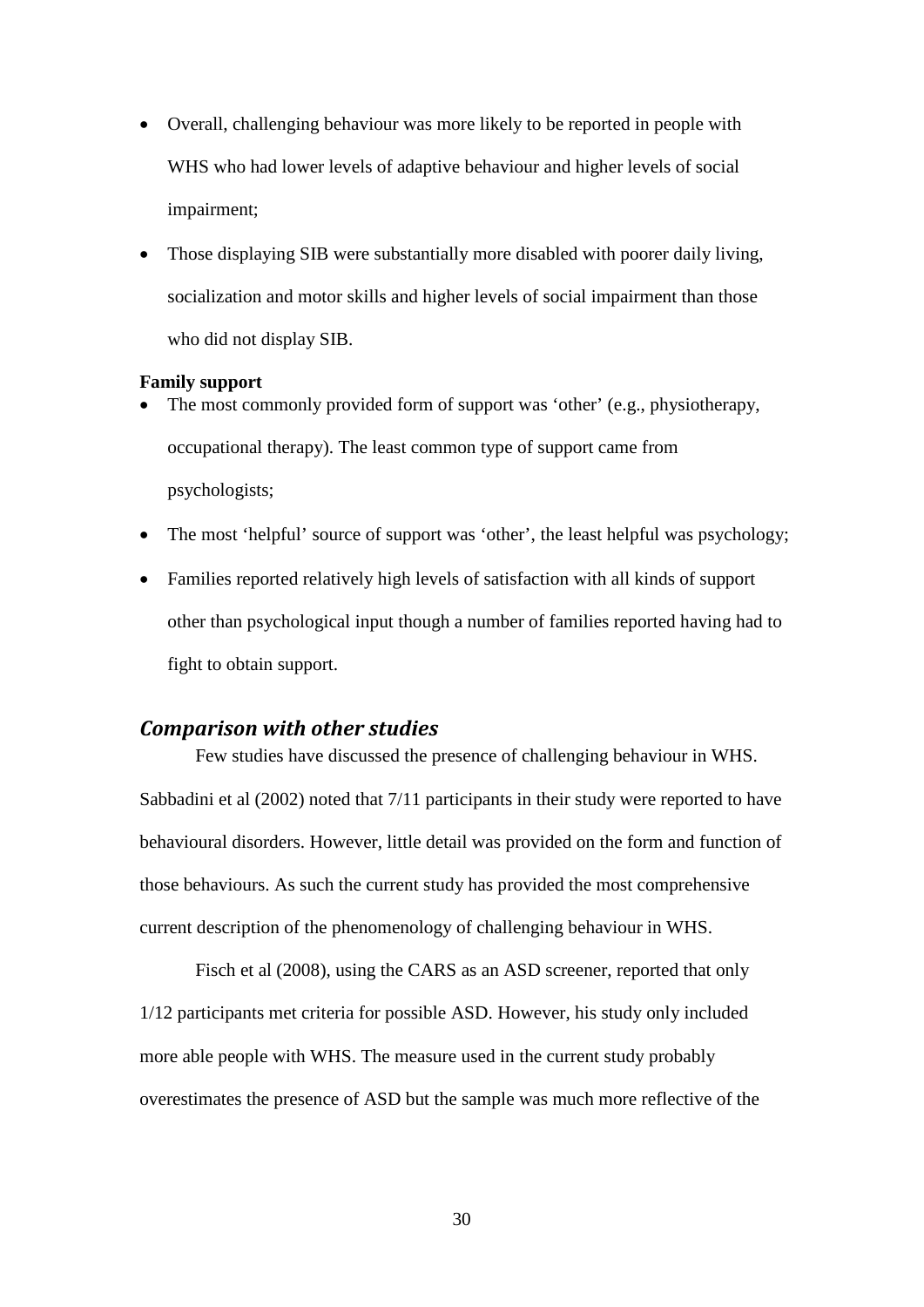- Overall, challenging behaviour was more likely to be reported in people with WHS who had lower levels of adaptive behaviour and higher levels of social impairment;
- Those displaying SIB were substantially more disabled with poorer daily living, socialization and motor skills and higher levels of social impairment than those who did not display SIB.

**Family support**

- The most commonly provided form of support was 'other' (e.g., physiotherapy, occupational therapy). The least common type of support came from psychologists;
- The most 'helpful' source of support was 'other', the least helpful was psychology;
- Families reported relatively high levels of satisfaction with all kinds of support other than psychological input though a number of families reported having had to fight to obtain support.

## *Comparison with other studies*

Few studies have discussed the presence of challenging behaviour in WHS. Sabbadini et al (2002) noted that 7/11 participants in their study were reported to have behavioural disorders. However, little detail was provided on the form and function of those behaviours. As such the current study has provided the most comprehensive current description of the phenomenology of challenging behaviour in WHS.

Fisch et al (2008), using the CARS as an ASD screener, reported that only 1/12 participants met criteria for possible ASD. However, his study only included more able people with WHS. The measure used in the current study probably overestimates the presence of ASD but the sample was much more reflective of the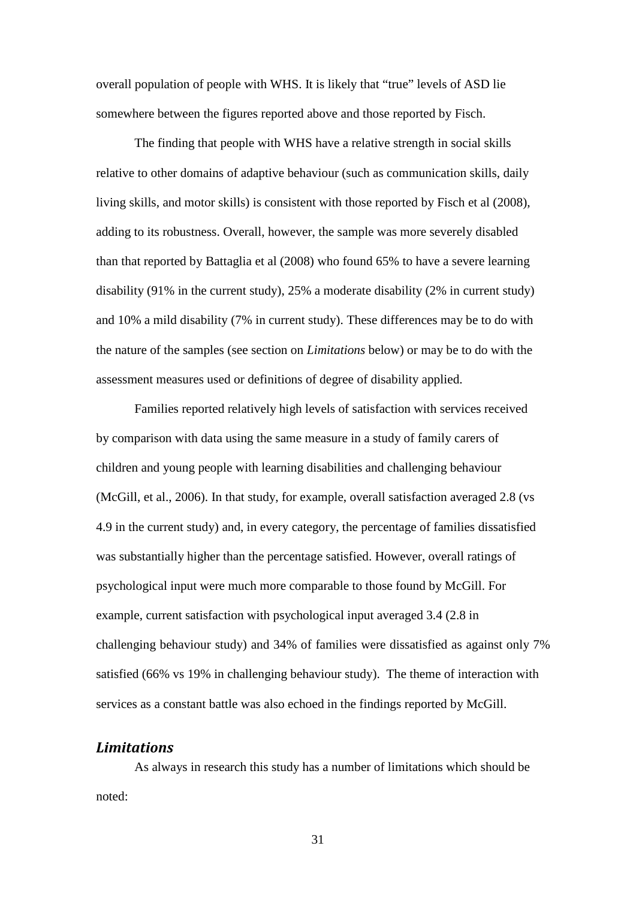overall population of people with WHS. It is likely that "true" levels of ASD lie somewhere between the figures reported above and those reported by Fisch.

The finding that people with WHS have a relative strength in social skills relative to other domains of adaptive behaviour (such as communication skills, daily living skills, and motor skills) is consistent with those reported by Fisch et al (2008), adding to its robustness. Overall, however, the sample was more severely disabled than that reported by Battaglia et al (2008) who found 65% to have a severe learning disability (91% in the current study), 25% a moderate disability (2% in current study) and 10% a mild disability (7% in current study). These differences may be to do with the nature of the samples (see section on *Limitations* below) or may be to do with the assessment measures used or definitions of degree of disability applied.

Families reported relatively high levels of satisfaction with services received by comparison with data using the same measure in a study of family carers of children and young people with learning disabilities and challenging behaviour (McGill, et al., 2006). In that study, for example, overall satisfaction averaged 2.8 (vs 4.9 in the current study) and, in every category, the percentage of families dissatisfied was substantially higher than the percentage satisfied. However, overall ratings of psychological input were much more comparable to those found by McGill. For example, current satisfaction with psychological input averaged 3.4 (2.8 in challenging behaviour study) and 34% of families were dissatisfied as against only 7% satisfied (66% vs 19% in challenging behaviour study). The theme of interaction with services as a constant battle was also echoed in the findings reported by McGill.

## *Limitations*

As always in research this study has a number of limitations which should be noted: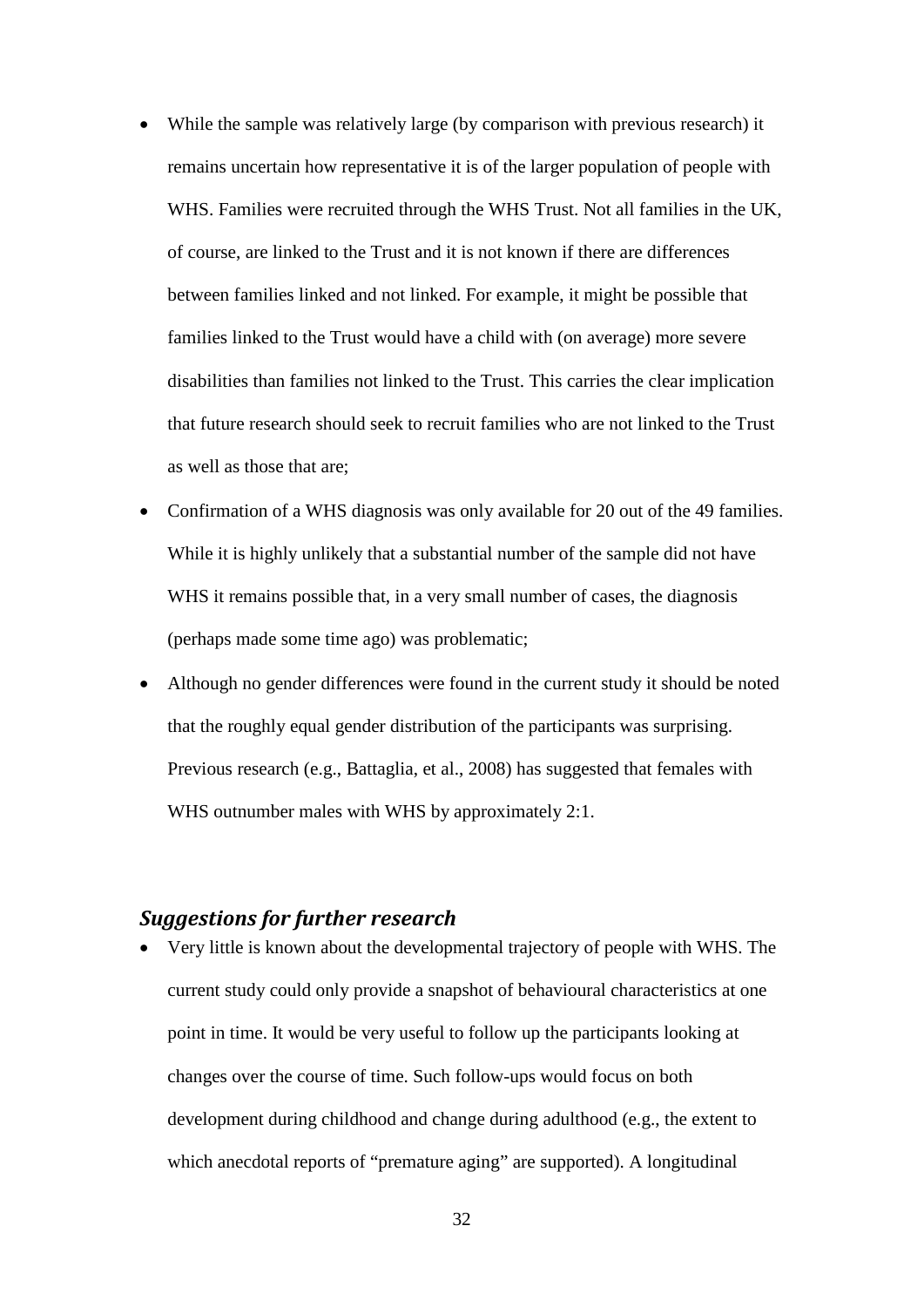- While the sample was relatively large (by comparison with previous research) it remains uncertain how representative it is of the larger population of people with WHS. Families were recruited through the WHS Trust. Not all families in the UK, of course, are linked to the Trust and it is not known if there are differences between families linked and not linked. For example, it might be possible that families linked to the Trust would have a child with (on average) more severe disabilities than families not linked to the Trust. This carries the clear implication that future research should seek to recruit families who are not linked to the Trust as well as those that are;
- Confirmation of a WHS diagnosis was only available for 20 out of the 49 families. While it is highly unlikely that a substantial number of the sample did not have WHS it remains possible that, in a very small number of cases, the diagnosis (perhaps made some time ago) was problematic;
- Although no gender differences were found in the current study it should be noted that the roughly equal gender distribution of the participants was surprising. Previous research (e.g., Battaglia, et al., 2008) has suggested that females with WHS outnumber males with WHS by approximately 2:1.

### *Suggestions for further research*

- Very little is known about the developmental trajectory of people with WHS. The current study could only provide a snapshot of behavioural characteristics at one point in time. It would be very useful to follow up the participants looking at changes over the course of time. Such follow-ups would focus on both development during childhood and change during adulthood (e.g., the extent to which anecdotal reports of "premature aging" are supported). A longitudinal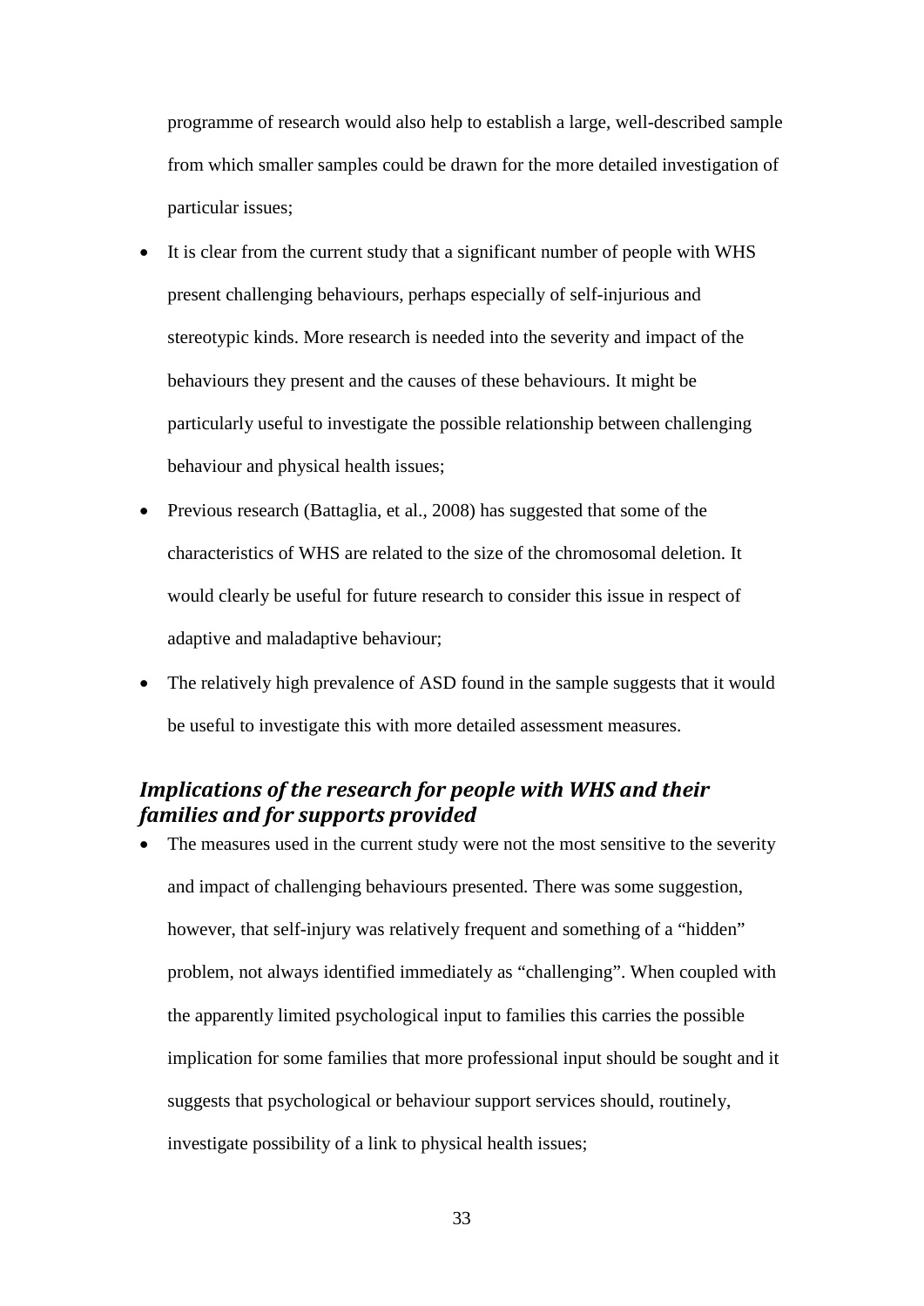programme of research would also help to establish a large, well-described sample from which smaller samples could be drawn for the more detailed investigation of particular issues;

- It is clear from the current study that a significant number of people with WHS present challenging behaviours, perhaps especially of self-injurious and stereotypic kinds. More research is needed into the severity and impact of the behaviours they present and the causes of these behaviours. It might be particularly useful to investigate the possible relationship between challenging behaviour and physical health issues;
- Previous research (Battaglia, et al., 2008) has suggested that some of the characteristics of WHS are related to the size of the chromosomal deletion. It would clearly be useful for future research to consider this issue in respect of adaptive and maladaptive behaviour;
- The relatively high prevalence of ASD found in the sample suggests that it would be useful to investigate this with more detailed assessment measures.

### *Implications of the research for people with WHS and their families and for supports provided*

- The measures used in the current study were not the most sensitive to the severity and impact of challenging behaviours presented. There was some suggestion, however, that self-injury was relatively frequent and something of a "hidden" problem, not always identified immediately as "challenging". When coupled with the apparently limited psychological input to families this carries the possible implication for some families that more professional input should be sought and it suggests that psychological or behaviour support services should, routinely, investigate possibility of a link to physical health issues;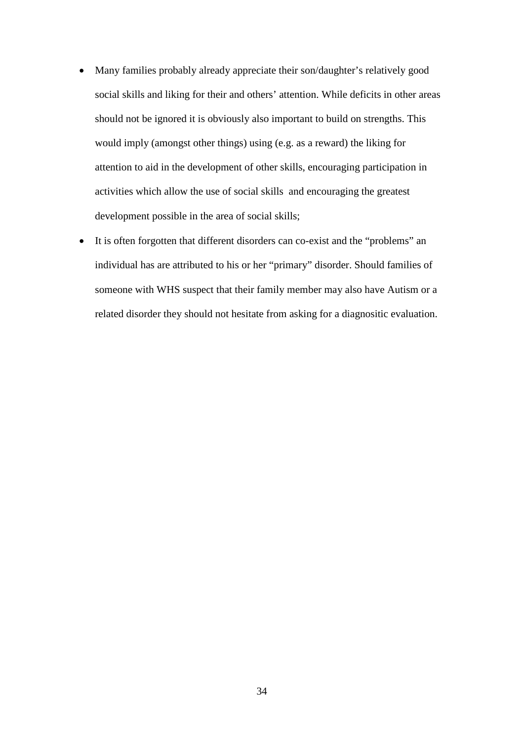- Many families probably already appreciate their son/daughter's relatively good social skills and liking for their and others' attention. While deficits in other areas should not be ignored it is obviously also important to build on strengths. This would imply (amongst other things) using (e.g. as a reward) the liking for attention to aid in the development of other skills, encouraging participation in activities which allow the use of social skills  and encouraging the greatest development possible in the area of social skills;
- It is often forgotten that different disorders can co-exist and the "problems" an individual has are attributed to his or her "primary" disorder. Should families of someone with WHS suspect that their family member may also have Autism or a related disorder they should not hesitate from asking for a diagnositic evaluation.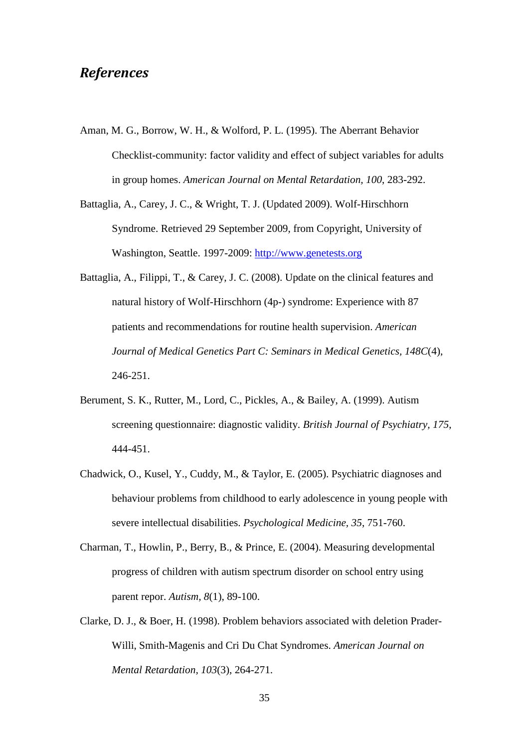## *References*

Aman, M. G., Borrow, W. H., & Wolford, P. L. (1995). The Aberrant Behavior Checklist-community: factor validity and effect of subject variables for adults in group homes. *American Journal on Mental Retardation, 100*, 283-292.

Battaglia, A., Carey, J. C., & Wright, T. J. (Updated 2009). Wolf-Hirschhorn Syndrome. Retrieved 29 September 2009, from Copyright, University of Washington, Seattle. 1997-2009: http://www.genetests.org

Battaglia, A., Filippi, T., & Carey, J. C. (2008). Update on the clinical features and natural history of Wolf-Hirschhorn (4p-) syndrome: Experience with 87 patients and recommendations for routine health supervision. *American Journal of Medical Genetics Part C: Seminars in Medical Genetics, 148C*(4), 246-251.

Berument, S. K., Rutter, M., Lord, C., Pickles, A., & Bailey, A. (1999). Autism screening questionnaire: diagnostic validity. *British Journal of Psychiatry, 175*, 444-451.

Chadwick, O., Kusel, Y., Cuddy, M., & Taylor, E. (2005). Psychiatric diagnoses and behaviour problems from childhood to early adolescence in young people with severe intellectual disabilities. *Psychological Medicine, 35*, 751-760.

Charman, T., Howlin, P., Berry, B., & Prince, E. (2004). Measuring developmental progress of children with autism spectrum disorder on school entry using parent repor. *Autism, 8*(1), 89-100.

Clarke, D. J., & Boer, H. (1998). Problem behaviors associated with deletion Prader-Willi, Smith-Magenis and Cri Du Chat Syndromes. *American Journal on Mental Retardation, 103*(3), 264-271.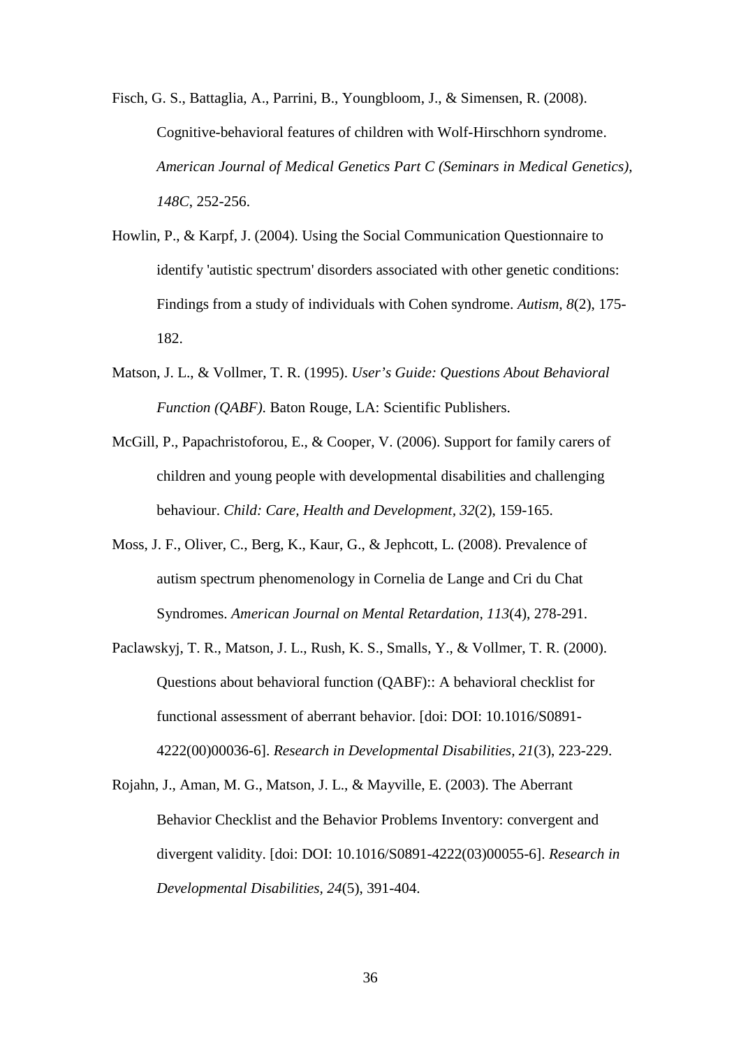Fisch, G. S., Battaglia, A., Parrini, B., Youngbloom, J., & Simensen, R. (2008). Cognitive-behavioral features of children with Wolf-Hirschhorn syndrome. *American Journal of Medical Genetics Part C (Seminars in Medical Genetics), 148C*, 252-256.

Howlin, P., & Karpf, J. (2004). Using the Social Communication Questionnaire to identify 'autistic spectrum' disorders associated with other genetic conditions: Findings from a study of individuals with Cohen syndrome. *Autism, 8*(2), 175-182.

Matson, J. L., & Vollmer, T. R. (1995). *User's Guide: Questions About Behavioral Function (QABF)*. Baton Rouge, LA: Scientific Publishers.

McGill, P., Papachristoforou, E., & Cooper, V. (2006). Support for family carers of children and young people with developmental disabilities and challenging behaviour. *Child: Care, Health and Development, 32*(2), 159-165.

Moss, J. F., Oliver, C., Berg, K., Kaur, G., & Jephcott, L. (2008). Prevalence of autism spectrum phenomenology in Cornelia de Lange and Cri du Chat Syndromes. *American Journal on Mental Retardation, 113*(4), 278-291.

Paclawskyj, T. R., Matson, J. L., Rush, K. S., Smalls, Y., & Vollmer, T. R. (2000). Questions about behavioral function (QABF):: A behavioral checklist for functional assessment of aberrant behavior. [doi: DOI: 10.1016/S0891-4222(00)00036-6]. *Research in Developmental Disabilities, 21*(3), 223-229.

Rojahn, J., Aman, M. G., Matson, J. L., & Mayville, E. (2003). The Aberrant Behavior Checklist and the Behavior Problems Inventory: convergent and divergent validity. [doi: DOI: 10.1016/S0891-4222(03)00055-6]. *Research in Developmental Disabilities, 24*(5), 391-404.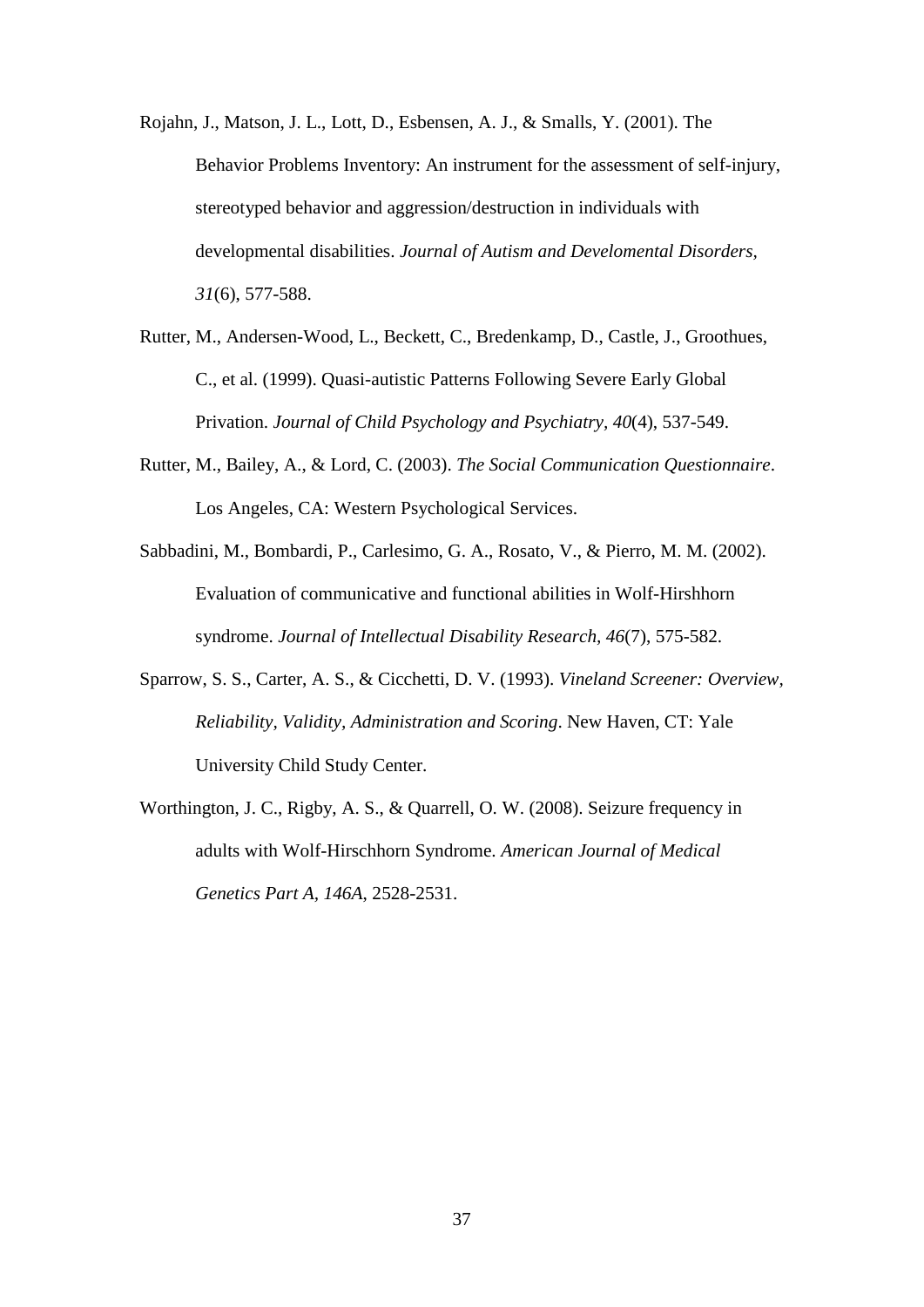Rojahn, J., Matson, J. L., Lott, D., Esbensen, A. J., & Smalls, Y. (2001). The Behavior Problems Inventory: An instrument for the assessment of self-injury, stereotyped behavior and aggression/destruction in individuals with developmental disabilities. *Journal of Autism and Develomental Disorders, 31*(6), 577-588.

Rutter, M., Andersen-Wood, L., Beckett, C., Bredenkamp, D., Castle, J., Groothues, C., et al. (1999). Quasi-autistic Patterns Following Severe Early Global Privation. *Journal of Child Psychology and Psychiatry, 40*(4), 537-549.

Rutter, M., Bailey, A., & Lord, C. (2003). *The Social Communication Questionnaire*. Los Angeles, CA: Western Psychological Services.

Sabbadini, M., Bombardi, P., Carlesimo, G. A., Rosato, V., & Pierro, M. M. (2002). Evaluation of communicative and functional abilities in Wolf-Hirshhorn syndrome. *Journal of Intellectual Disability Research, 46*(7), 575-582.

Sparrow, S. S., Carter, A. S., & Cicchetti, D. V. (1993). *Vineland Screener: Overview, Reliability, Validity, Administration and Scoring*. New Haven, CT: Yale University Child Study Center.

Worthington, J. C., Rigby, A. S., & Quarrell, O. W. (2008). Seizure frequency in adults with Wolf-Hirschhorn Syndrome. *American Journal of Medical Genetics Part A, 146A*, 2528-2531.